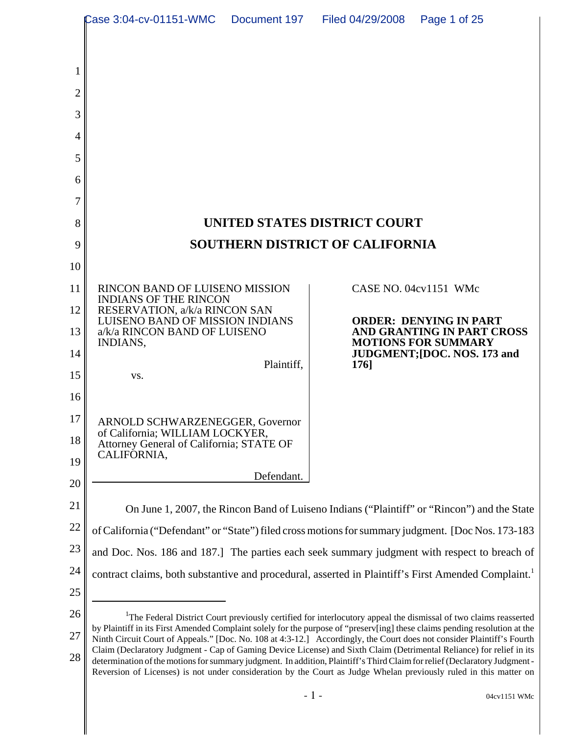# UNITED STATES DISTRICT COURT

# SOUTHERN DISTRICT OF CALIFORNIA

| | |
|---|---|
| RINCON BAND OF LUISENO MISSION INDIANS OF THE RINCON RESERVATION, a/k/a RINCON SAN LUISENO BAND OF MISSION INDIANS a/k/a RINCON BAND OF LUISENO INDIANS, Plaintiff, vs. ARNOLD SCHWARZENEGGER, Governor of California; WILLIAM LOCKYER, Attorney General of California; STATE OF CALIFORNIA, Defendant. | CASE NO. 04cv1151 WMc **ORDER: DENYING IN PART AND GRANTING IN PART CROSS MOTIONS FOR SUMMARY JUDGMENT;[DOC. NOS. 173 and 176]** |

On June 1, 2007, the Rincon Band of Luiseno Indians ("Plaintiff" or "Rincon") and the State of California ("Defendant" or "State") filed cross motions for summary judgment. [Doc Nos. 173-183 and Doc. Nos. 186 and 187.] The parties each seek summary judgment with respect to breach of contract claims, both substantive and procedural, asserted in Plaintiff's First Amended Complaint.[1]

[1]The Federal District Court previously certified for interlocutory appeal the dismissal of two claims reasserted by Plaintiff in its First Amended Complaint solely for the purpose of "preserv[ing] these claims pending resolution at the Ninth Circuit Court of Appeals." [Doc. No. 108 at 4:3-12.] Accordingly, the Court does not consider Plaintiff's Fourth Claim (Declaratory Judgment - Cap of Gaming Device License) and Sixth Claim (Detrimental Reliance) for relief in its determination of the motions for summary judgment. In addition, Plaintiff's Third Claim for relief (Declaratory Judgment - Reversion of Licenses) is not under consideration by the Court as Judge Whelan previously ruled in this matter on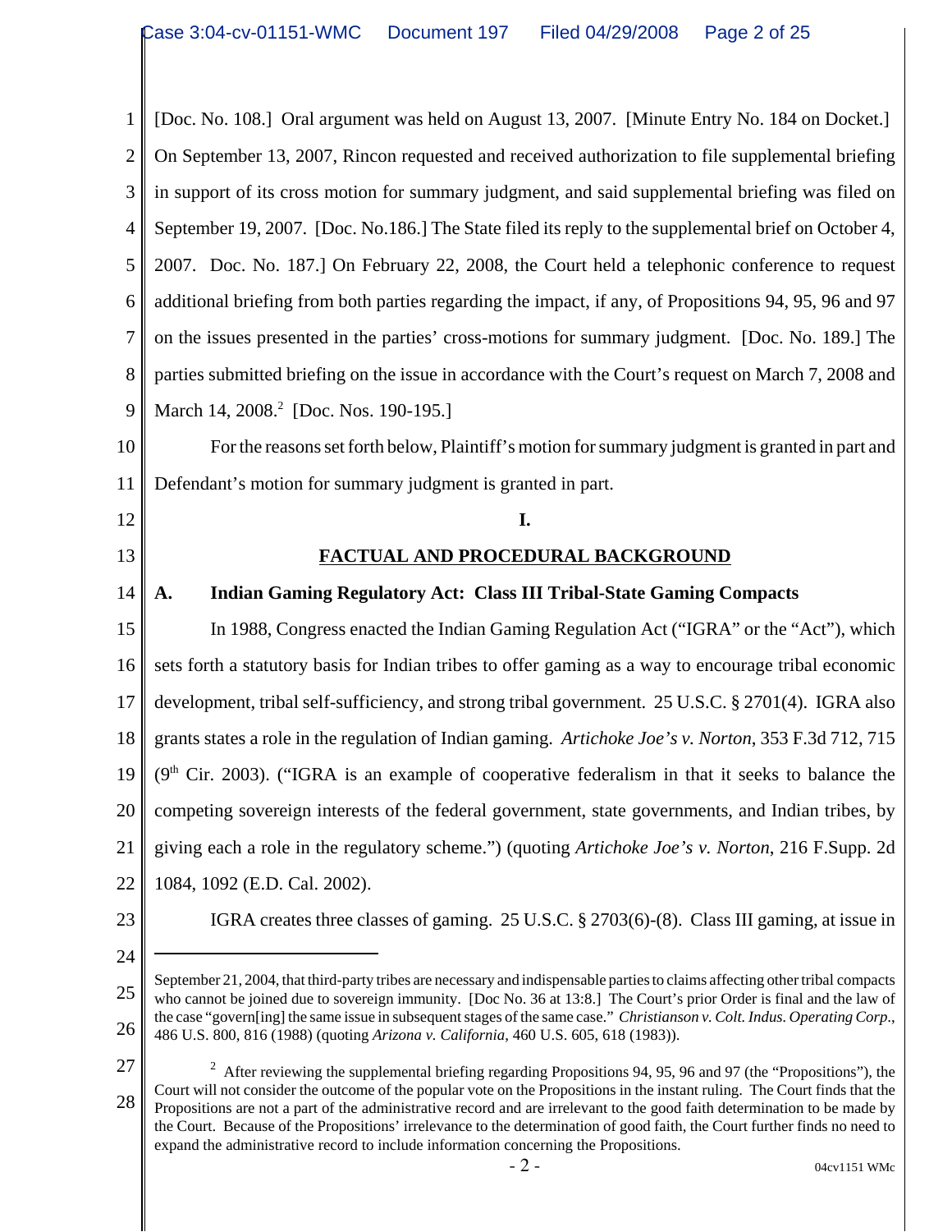[Doc. No. 108.] Oral argument was held on August 13, 2007. [Minute Entry No. 184 on Docket.] On September 13, 2007, Rincon requested and received authorization to file supplemental briefing in support of its cross motion for summary judgment, and said supplemental briefing was filed on September 19, 2007. [Doc. No.186.] The State filed its reply to the supplemental brief on October 4, 2007. Doc. No. 187.] On February 22, 2008, the Court held a telephonic conference to request additional briefing from both parties regarding the impact, if any, of Propositions 94, 95, 96 and 97 on the issues presented in the parties' cross-motions for summary judgment. [Doc. No. 189.] The parties submitted briefing on the issue in accordance with the Court's request on March 7, 2008 and March 14, 2008.[2] [Doc. Nos. 190-195.]

For the reasons set forth below, Plaintiff's motion for summary judgment is granted in part and Defendant's motion for summary judgment is granted in part.

## I.

## FACTUAL AND PROCEDURAL BACKGROUND

### A. Indian Gaming Regulatory Act: Class III Tribal-State Gaming Compacts

In 1988, Congress enacted the Indian Gaming Regulation Act ("IGRA" or the "Act"), which sets forth a statutory basis for Indian tribes to offer gaming as a way to encourage tribal economic development, tribal self-sufficiency, and strong tribal government. 25 U.S.C. § 2701(4). IGRA also grants states a role in the regulation of Indian gaming. *Artichoke Joe's v. Norton*, 353 F.3d 712, 715 (9th Cir. 2003). ("IGRA is an example of cooperative federalism in that it seeks to balance the competing sovereign interests of the federal government, state governments, and Indian tribes, by giving each a role in the regulatory scheme.") (quoting *Artichoke Joe's v. Norton*, 216 F.Supp. 2d 1084, 1092 (E.D. Cal. 2002).

IGRA creates three classes of gaming. 25 U.S.C. § 2703(6)-(8). Class III gaming, at issue in

---

September 21, 2004, that third-party tribes are necessary and indispensable parties to claims affecting other tribal compacts who cannot be joined due to sovereign immunity. [Doc No. 36 at 13:8.] The Court's prior Order is final and the law of the case "govern[ing] the same issue in subsequent stages of the same case." *Christianson v. Colt. Indus. Operating Corp.*, 486 U.S. 800, 816 (1988) (quoting *Arizona v. California*, 460 U.S. 605, 618 (1983)).

[2] After reviewing the supplemental briefing regarding Propositions 94, 95, 96 and 97 (the "Propositions"), the Court will not consider the outcome of the popular vote on the Propositions in the instant ruling. The Court finds that the Propositions are not a part of the administrative record and are irrelevant to the good faith determination to be made by the Court. Because of the Propositions' irrelevance to the determination of good faith, the Court further finds no need to expand the administrative record to include information concerning the Propositions.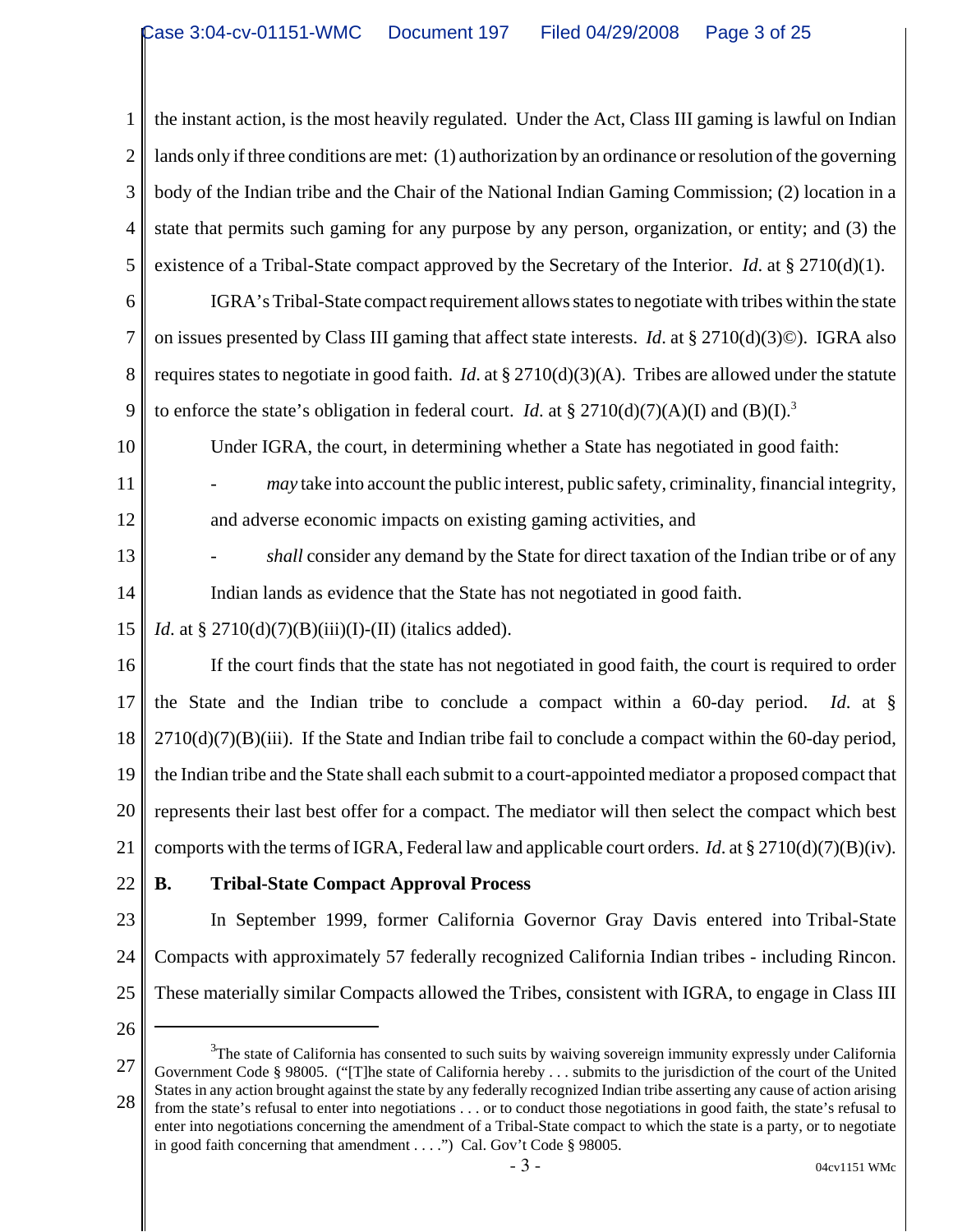the instant action, is the most heavily regulated. Under the Act, Class III gaming is lawful on Indian lands only if three conditions are met: (1) authorization by an ordinance or resolution of the governing body of the Indian tribe and the Chair of the National Indian Gaming Commission; (2) location in a state that permits such gaming for any purpose by any person, organization, or entity; and (3) the existence of a Tribal-State compact approved by the Secretary of the Interior. *Id*. at § 2710(d)(1).

IGRA's Tribal-State compact requirement allows states to negotiate with tribes within the state on issues presented by Class III gaming that affect state interests. *Id*. at § 2710(d)(3)©). IGRA also requires states to negotiate in good faith. *Id*. at § 2710(d)(3)(A). Tribes are allowed under the statute to enforce the state's obligation in federal court. *Id*. at § 2710(d)(7)(A)(I) and (B)(I).[3]

Under IGRA, the court, in determining whether a State has negotiated in good faith:

- *may* take into account the public interest, public safety, criminality, financial integrity, and adverse economic impacts on existing gaming activities, and
- *shall* consider any demand by the State for direct taxation of the Indian tribe or of any Indian lands as evidence that the State has not negotiated in good faith.

*Id*. at § 2710(d)(7)(B)(iii)(I)-(II) (italics added).

If the court finds that the state has not negotiated in good faith, the court is required to order the State and the Indian tribe to conclude a compact within a 60-day period. *Id*. at § 2710(d)(7)(B)(iii). If the State and Indian tribe fail to conclude a compact within the 60-day period, the Indian tribe and the State shall each submit to a court-appointed mediator a proposed compact that represents their last best offer for a compact. The mediator will then select the compact which best comports with the terms of IGRA, Federal law and applicable court orders. *Id*. at § 2710(d)(7)(B)(iv).

**B. Tribal-State Compact Approval Process**

In September 1999, former California Governor Gray Davis entered into Tribal-State Compacts with approximately 57 federally recognized California Indian tribes - including Rincon. These materially similar Compacts allowed the Tribes, consistent with IGRA, to engage in Class III

---

[3] The state of California has consented to such suits by waiving sovereign immunity expressly under California Government Code § 98005. ("[T]he state of California hereby . . . submits to the jurisdiction of the court of the United States in any action brought against the state by any federally recognized Indian tribe asserting any cause of action arising from the state's refusal to enter into negotiations . . . or to conduct those negotiations in good faith, the state's refusal to enter into negotiations concerning the amendment of a Tribal-State compact to which the state is a party, or to negotiate in good faith concerning that amendment . . . .") Cal. Gov't Code § 98005.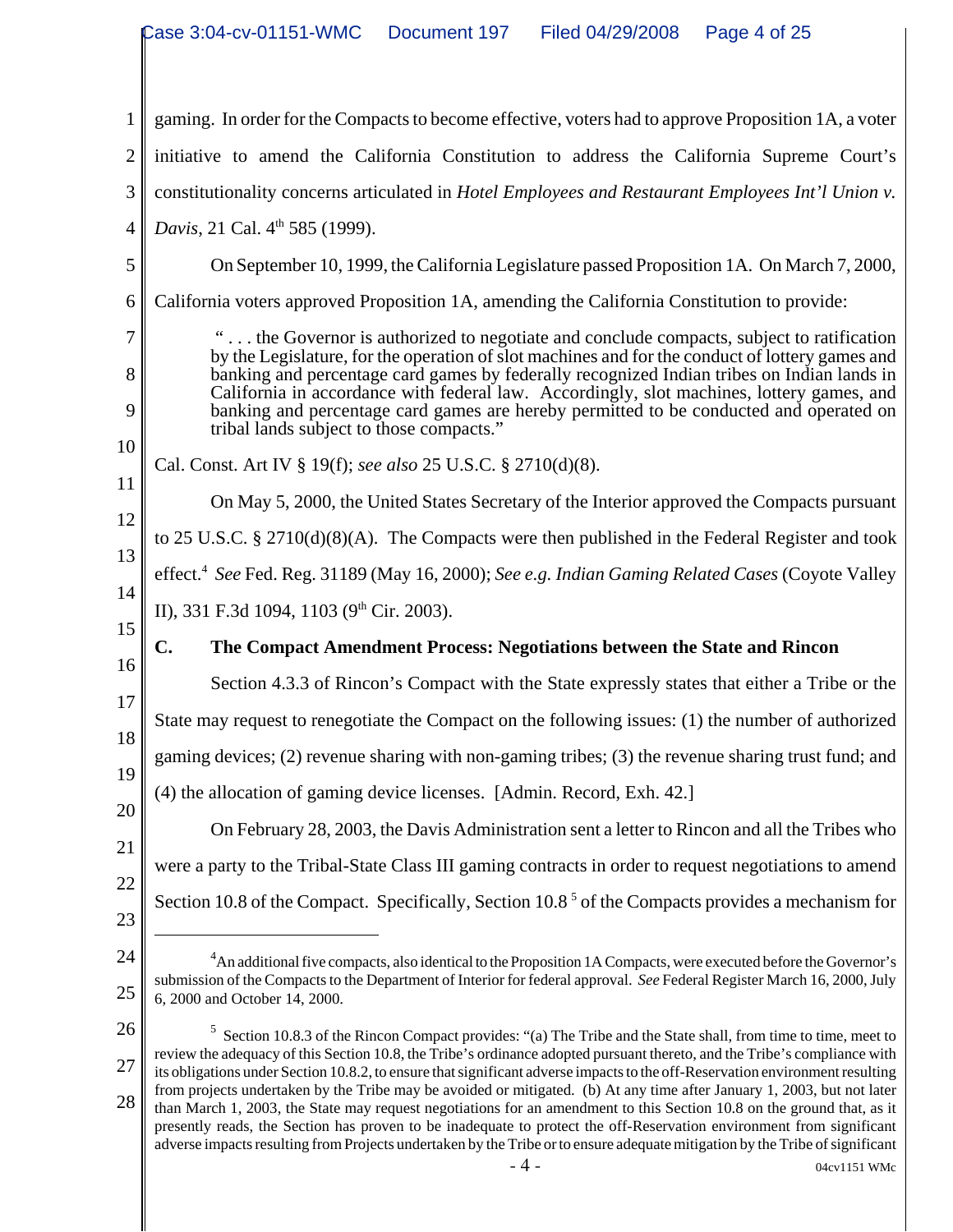gaming. In order for the Compacts to become effective, voters had to approve Proposition 1A, a voter initiative to amend the California Constitution to address the California Supreme Court's constitutionality concerns articulated in *Hotel Employees and Restaurant Employees Int'l Union v. Davis*, 21 Cal. 4th 585 (1999).

On September 10, 1999, the California Legislature passed Proposition 1A. On March 7, 2000, California voters approved Proposition 1A, amending the California Constitution to provide:

> " . . . the Governor is authorized to negotiate and conclude compacts, subject to ratification by the Legislature, for the operation of slot machines and for the conduct of lottery games and banking and percentage card games by federally recognized Indian tribes on Indian lands in California in accordance with federal law. Accordingly, slot machines, lottery games, and banking and percentage card games are hereby permitted to be conducted and operated on tribal lands subject to those compacts."

Cal. Const. Art IV § 19(f); *see also* 25 U.S.C. § 2710(d)(8).

On May 5, 2000, the United States Secretary of the Interior approved the Compacts pursuant to 25 U.S.C. § 2710(d)(8)(A). The Compacts were then published in the Federal Register and took effect.[4] *See* Fed. Reg. 31189 (May 16, 2000); *See e.g. Indian Gaming Related Cases* (Coyote Valley II), 331 F.3d 1094, 1103 (9th Cir. 2003).

### C. The Compact Amendment Process: Negotiations between the State and Rincon

Section 4.3.3 of Rincon's Compact with the State expressly states that either a Tribe or the State may request to renegotiate the Compact on the following issues: (1) the number of authorized gaming devices; (2) revenue sharing with non-gaming tribes; (3) the revenue sharing trust fund; and (4) the allocation of gaming device licenses. [Admin. Record, Exh. 42.]

On February 28, 2003, the Davis Administration sent a letter to Rincon and all the Tribes who were a party to the Tribal-State Class III gaming contracts in order to request negotiations to amend Section 10.8 of the Compact. Specifically, Section 10.8 [5] of the Compacts provides a mechanism for

---

[4] An additional five compacts, also identical to the Proposition 1A Compacts, were executed before the Governor's submission of the Compacts to the Department of Interior for federal approval. *See* Federal Register March 16, 2000, July 6, 2000 and October 14, 2000.

[5] Section 10.8.3 of the Rincon Compact provides: "(a) The Tribe and the State shall, from time to time, meet to review the adequacy of this Section 10.8, the Tribe's ordinance adopted pursuant thereto, and the Tribe's compliance with its obligations under Section 10.8.2, to ensure that significant adverse impacts to the off-Reservation environment resulting from projects undertaken by the Tribe may be avoided or mitigated. (b) At any time after January 1, 2003, but not later than March 1, 2003, the State may request negotiations for an amendment to this Section 10.8 on the ground that, as it presently reads, the Section has proven to be inadequate to protect the off-Reservation environment from significant adverse impacts resulting from Projects undertaken by the Tribe or to ensure adequate mitigation by the Tribe of significant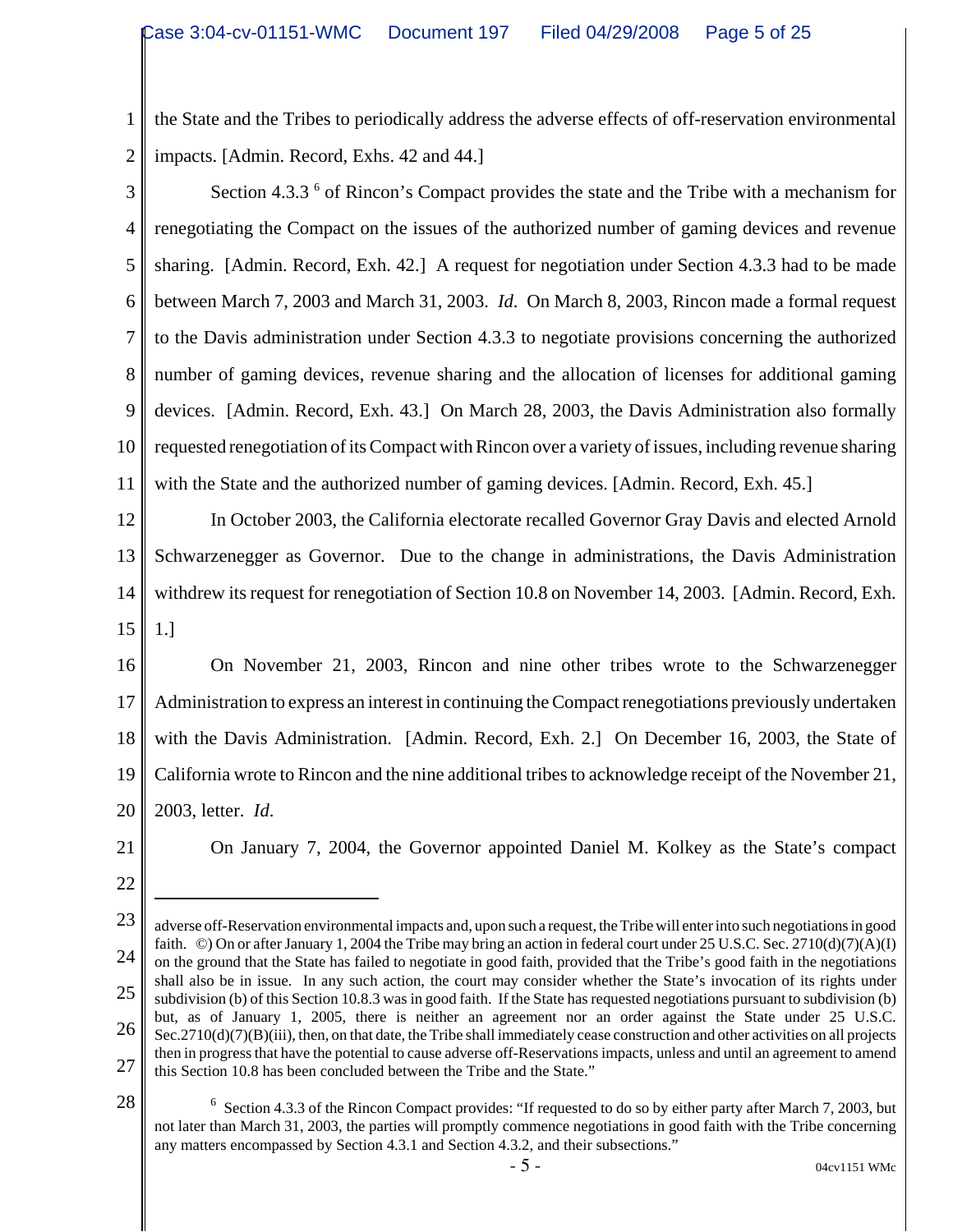the State and the Tribes to periodically address the adverse effects of off-reservation environmental impacts. [Admin. Record, Exhs. 42 and 44.]

Section 4.3.3 [6] of Rincon's Compact provides the state and the Tribe with a mechanism for renegotiating the Compact on the issues of the authorized number of gaming devices and revenue sharing. [Admin. Record, Exh. 42.] A request for negotiation under Section 4.3.3 had to be made between March 7, 2003 and March 31, 2003. *Id.* On March 8, 2003, Rincon made a formal request to the Davis administration under Section 4.3.3 to negotiate provisions concerning the authorized number of gaming devices, revenue sharing and the allocation of licenses for additional gaming devices. [Admin. Record, Exh. 43.] On March 28, 2003, the Davis Administration also formally requested renegotiation of its Compact with Rincon over a variety of issues, including revenue sharing with the State and the authorized number of gaming devices. [Admin. Record, Exh. 45.]

In October 2003, the California electorate recalled Governor Gray Davis and elected Arnold Schwarzenegger as Governor. Due to the change in administrations, the Davis Administration withdrew its request for renegotiation of Section 10.8 on November 14, 2003. [Admin. Record, Exh. 1.]

On November 21, 2003, Rincon and nine other tribes wrote to the Schwarzenegger Administration to express an interest in continuing the Compact renegotiations previously undertaken with the Davis Administration. [Admin. Record, Exh. 2.] On December 16, 2003, the State of California wrote to Rincon and the nine additional tribes to acknowledge receipt of the November 21, 2003, letter. *Id.*

On January 7, 2004, the Governor appointed Daniel M. Kolkey as the State's compact

---

adverse off-Reservation environmental impacts and, upon such a request, the Tribe will enter into such negotiations in good faith. ©) On or after January 1, 2004 the Tribe may bring an action in federal court under 25 U.S.C. Sec. 2710(d)(7)(A)(I) on the ground that the State has failed to negotiate in good faith, provided that the Tribe's good faith in the negotiations shall also be in issue. In any such action, the court may consider whether the State's invocation of its rights under subdivision (b) of this Section 10.8.3 was in good faith. If the State has requested negotiations pursuant to subdivision (b) but, as of January 1, 2005, there is neither an agreement nor an order against the State under 25 U.S.C. Sec.2710(d)(7)(B)(iii), then, on that date, the Tribe shall immediately cease construction and other activities on all projects then in progress that have the potential to cause adverse off-Reservations impacts, unless and until an agreement to amend this Section 10.8 has been concluded between the Tribe and the State."

[6] Section 4.3.3 of the Rincon Compact provides: "If requested to do so by either party after March 7, 2003, but not later than March 31, 2003, the parties will promptly commence negotiations in good faith with the Tribe concerning any matters encompassed by Section 4.3.1 and Section 4.3.2, and their subsections."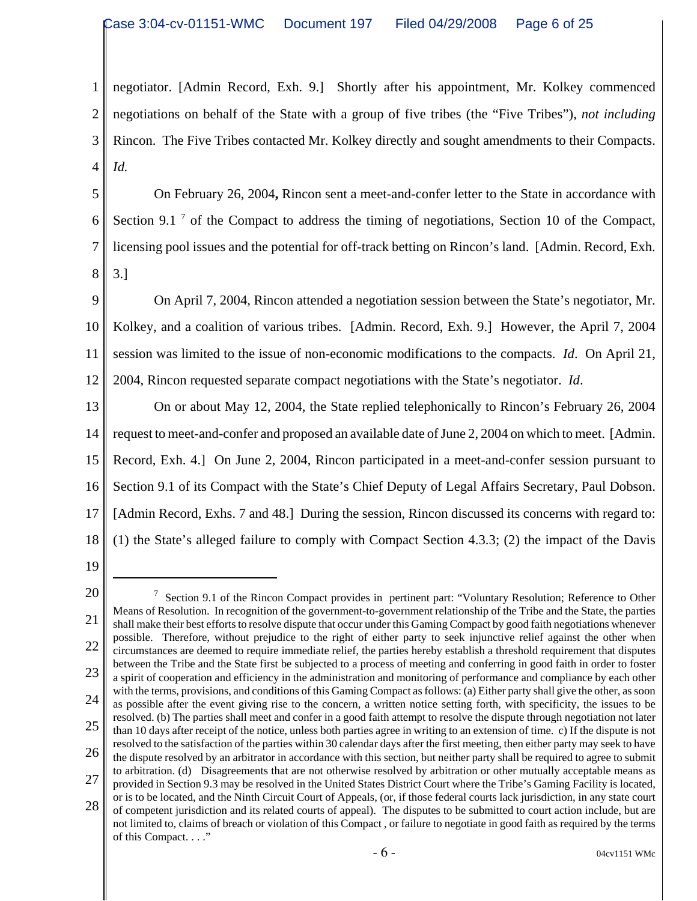negotiator. [Admin Record, Exh. 9.] Shortly after his appointment, Mr. Kolkey commenced negotiations on behalf of the State with a group of five tribes (the "Five Tribes"), *not including* Rincon. The Five Tribes contacted Mr. Kolkey directly and sought amendments to their Compacts. *Id.*

On February 26, 2004**,** Rincon sent a meet-and-confer letter to the State in accordance with Section 9.1 [7] of the Compact to address the timing of negotiations, Section 10 of the Compact, licensing pool issues and the potential for off-track betting on Rincon's land. [Admin. Record, Exh. 3.]

On April 7, 2004, Rincon attended a negotiation session between the State's negotiator, Mr. Kolkey, and a coalition of various tribes. [Admin. Record, Exh. 9.] However, the April 7, 2004 session was limited to the issue of non-economic modifications to the compacts. *Id*. On April 21, 2004, Rincon requested separate compact negotiations with the State's negotiator. *Id*.

On or about May 12, 2004, the State replied telephonically to Rincon's February 26, 2004 request to meet-and-confer and proposed an available date of June 2, 2004 on which to meet. [Admin. Record, Exh. 4.] On June 2, 2004, Rincon participated in a meet-and-confer session pursuant to Section 9.1 of its Compact with the State's Chief Deputy of Legal Affairs Secretary, Paul Dobson. [Admin Record, Exhs. 7 and 48.] During the session, Rincon discussed its concerns with regard to: (1) the State's alleged failure to comply with Compact Section 4.3.3; (2) the impact of the Davis

---

[7] Section 9.1 of the Rincon Compact provides in pertinent part: "Voluntary Resolution; Reference to Other Means of Resolution. In recognition of the government-to-government relationship of the Tribe and the State, the parties shall make their best efforts to resolve dispute that occur under this Gaming Compact by good faith negotiations whenever possible. Therefore, without prejudice to the right of either party to seek injunctive relief against the other when circumstances are deemed to require immediate relief, the parties hereby establish a threshold requirement that disputes between the Tribe and the State first be subjected to a process of meeting and conferring in good faith in order to foster a spirit of cooperation and efficiency in the administration and monitoring of performance and compliance by each other with the terms, provisions, and conditions of this Gaming Compact as follows: (a) Either party shall give the other, as soon as possible after the event giving rise to the concern, a written notice setting forth, with specificity, the issues to be resolved. (b) The parties shall meet and confer in a good faith attempt to resolve the dispute through negotiation not later than 10 days after receipt of the notice, unless both parties agree in writing to an extension of time. c) If the dispute is not resolved to the satisfaction of the parties within 30 calendar days after the first meeting, then either party may seek to have the dispute resolved by an arbitrator in accordance with this section, but neither party shall be required to agree to submit to arbitration. (d) Disagreements that are not otherwise resolved by arbitration or other mutually acceptable means as provided in Section 9.3 may be resolved in the United States District Court where the Tribe's Gaming Facility is located, or is to be located, and the Ninth Circuit Court of Appeals, (or, if those federal courts lack jurisdiction, in any state court of competent jurisdiction and its related courts of appeal). The disputes to be submitted to court action include, but are not limited to, claims of breach or violation of this Compact , or failure to negotiate in good faith as required by the terms of this Compact. . . ."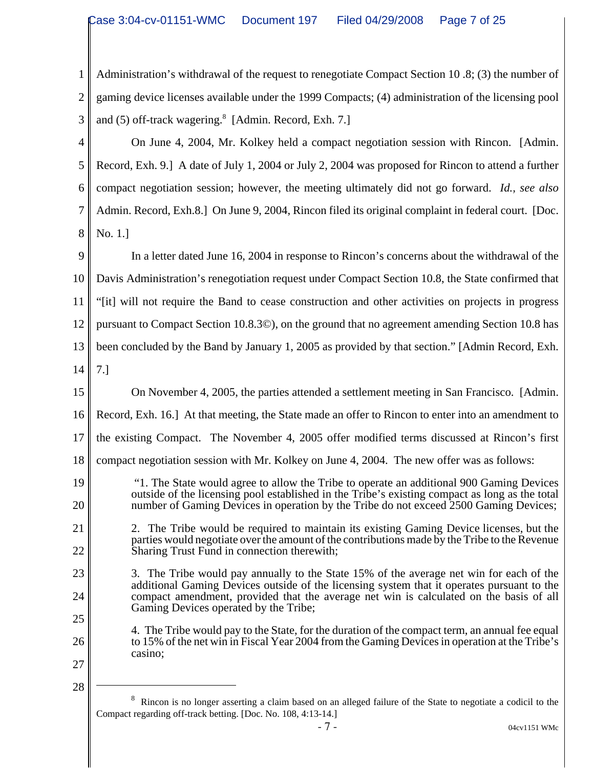Administration's withdrawal of the request to renegotiate Compact Section 10 .8; (3) the number of gaming device licenses available under the 1999 Compacts; (4) administration of the licensing pool and (5) off-track wagering.[8] [Admin. Record, Exh. 7.]

On June 4, 2004, Mr. Kolkey held a compact negotiation session with Rincon. [Admin. Record, Exh. 9.] A date of July 1, 2004 or July 2, 2004 was proposed for Rincon to attend a further compact negotiation session; however, the meeting ultimately did not go forward. *Id., see also* Admin. Record, Exh.8.] On June 9, 2004, Rincon filed its original complaint in federal court. [Doc. No. 1.]

In a letter dated June 16, 2004 in response to Rincon's concerns about the withdrawal of the Davis Administration's renegotiation request under Compact Section 10.8, the State confirmed that "[it] will not require the Band to cease construction and other activities on projects in progress pursuant to Compact Section 10.8.3©), on the ground that no agreement amending Section 10.8 has been concluded by the Band by January 1, 2005 as provided by that section." [Admin Record, Exh. 7.]

On November 4, 2005, the parties attended a settlement meeting in San Francisco. [Admin. Record, Exh. 16.] At that meeting, the State made an offer to Rincon to enter into an amendment to the existing Compact. The November 4, 2005 offer modified terms discussed at Rincon's first compact negotiation session with Mr. Kolkey on June 4, 2004. The new offer was as follows:

> "1. The State would agree to allow the Tribe to operate an additional 900 Gaming Devices outside of the licensing pool established in the Tribe's existing compact as long as the total number of Gaming Devices in operation by the Tribe do not exceed 2500 Gaming Devices;
>
> 2. The Tribe would be required to maintain its existing Gaming Device licenses, but the parties would negotiate over the amount of the contributions made by the Tribe to the Revenue Sharing Trust Fund in connection therewith;
>
> 3. The Tribe would pay annually to the State 15% of the average net win for each of the additional Gaming Devices outside of the licensing system that it operates pursuant to the compact amendment, provided that the average net win is calculated on the basis of all Gaming Devices operated by the Tribe;
>
> 4. The Tribe would pay to the State, for the duration of the compact term, an annual fee equal to 15% of the net win in Fiscal Year 2004 from the Gaming Devices in operation at the Tribe's casino;

---

[8] Rincon is no longer asserting a claim based on an alleged failure of the State to negotiate a codicil to the Compact regarding off-track betting. [Doc. No. 108, 4:13-14.]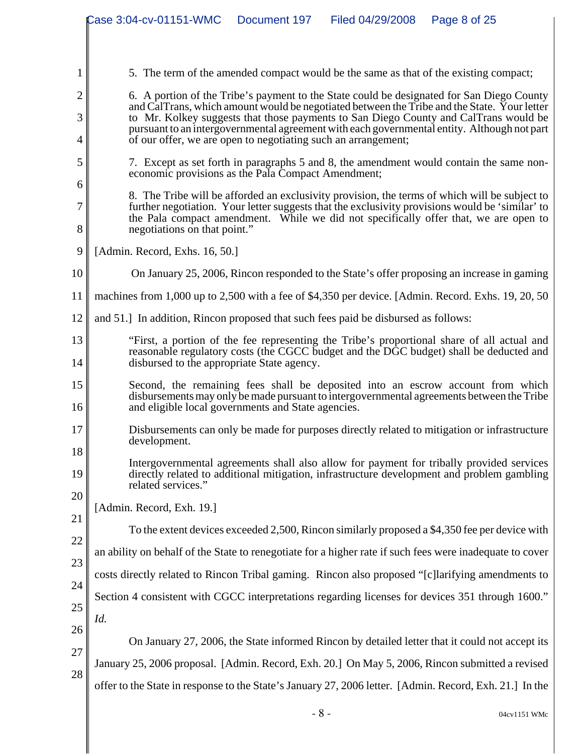5. The term of the amended compact would be the same as that of the existing compact;

6. A portion of the Tribe's payment to the State could be designated for San Diego County and CalTrans, which amount would be negotiated between the Tribe and the State. Your letter to Mr. Kolkey suggests that those payments to San Diego County and CalTrans would be pursuant to an intergovernmental agreement with each governmental entity. Although not part of our offer, we are open to negotiating such an arrangement;

7. Except as set forth in paragraphs 5 and 8, the amendment would contain the same non-economic provisions as the Pala Compact Amendment;

8. The Tribe will be afforded an exclusivity provision, the terms of which will be subject to further negotiation. Your letter suggests that the exclusivity provisions would be 'similar' to the Pala compact amendment. While we did not specifically offer that, we are open to negotiations on that point."

[Admin. Record, Exhs. 16, 50.]

On January 25, 2006, Rincon responded to the State's offer proposing an increase in gaming machines from 1,000 up to 2,500 with a fee of $4,350 per device. [Admin. Record. Exhs. 19, 20, 50 and 51.] In addition, Rincon proposed that such fees paid be disbursed as follows:

> "First, a portion of the fee representing the Tribe's proportional share of all actual and reasonable regulatory costs (the CGCC budget and the DGC budget) shall be deducted and disbursed to the appropriate State agency.
>
> Second, the remaining fees shall be deposited into an escrow account from which disbursements may only be made pursuant to intergovernmental agreements between the Tribe and eligible local governments and State agencies.
>
> Disbursements can only be made for purposes directly related to mitigation or infrastructure development.
>
> Intergovernmental agreements shall also allow for payment for tribally provided services directly related to additional mitigation, infrastructure development and problem gambling related services."

[Admin. Record, Exh. 19.]

To the extent devices exceeded 2,500, Rincon similarly proposed a $4,350 fee per device with an ability on behalf of the State to renegotiate for a higher rate if such fees were inadequate to cover costs directly related to Rincon Tribal gaming. Rincon also proposed "[c]larifying amendments to Section 4 consistent with CGCC interpretations regarding licenses for devices 351 through 1600." *Id.*

On January 27, 2006, the State informed Rincon by detailed letter that it could not accept its January 25, 2006 proposal. [Admin. Record, Exh. 20.] On May 5, 2006, Rincon submitted a revised offer to the State in response to the State's January 27, 2006 letter. [Admin. Record, Exh. 21.] In the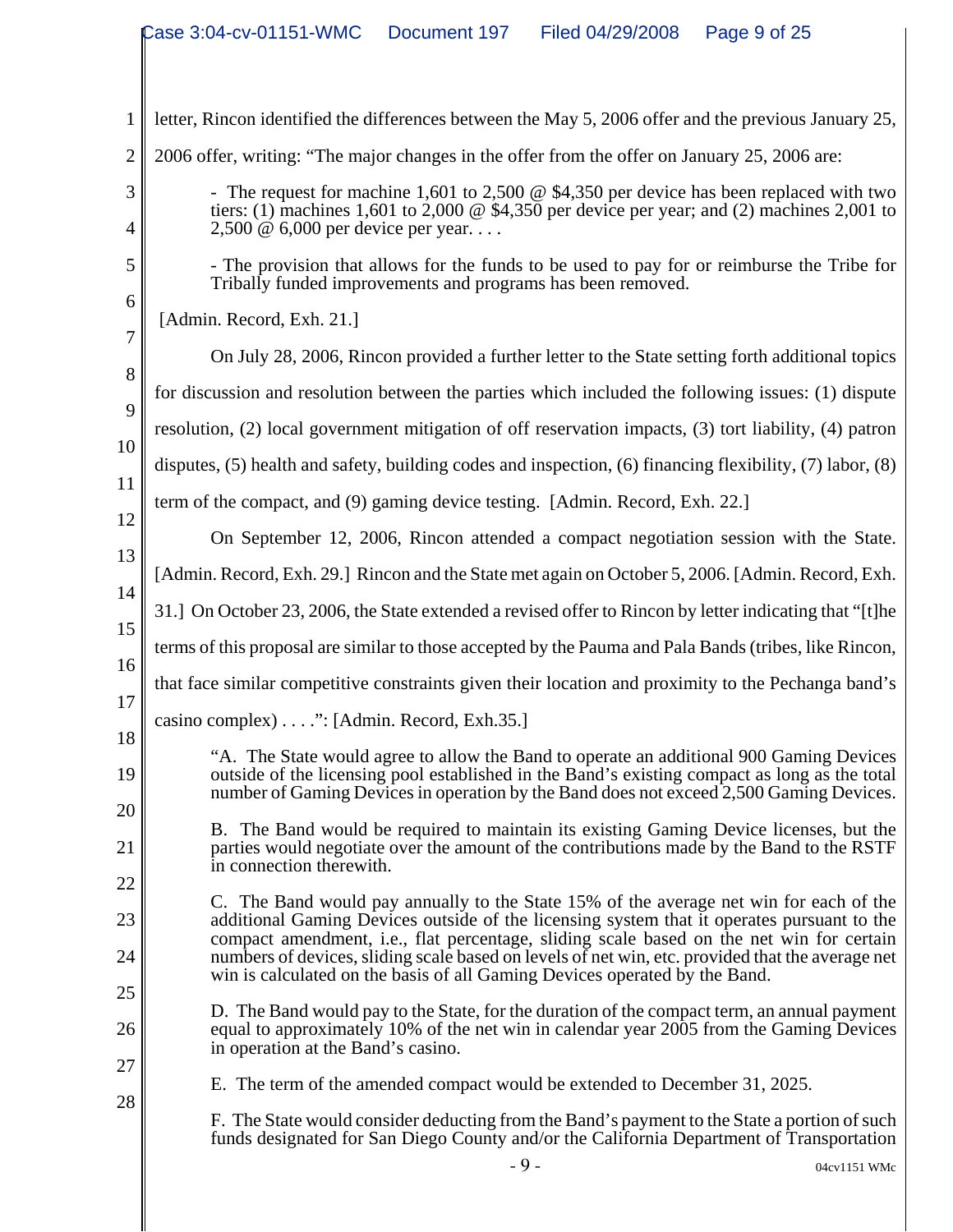letter, Rincon identified the differences between the May 5, 2006 offer and the previous January 25, 2006 offer, writing: "The major changes in the offer from the offer on January 25, 2006 are:

> - The request for machine 1,601 to 2,500 @ $4,350 per device has been replaced with two tiers: (1) machines 1,601 to 2,000 @ $4,350 per device per year; and (2) machines 2,001 to 2,500 @ 6,000 per device per year. . . .
>
> - The provision that allows for the funds to be used to pay for or reimburse the Tribe for Tribally funded improvements and programs has been removed.

[Admin. Record, Exh. 21.]

On July 28, 2006, Rincon provided a further letter to the State setting forth additional topics for discussion and resolution between the parties which included the following issues: (1) dispute resolution, (2) local government mitigation of off reservation impacts, (3) tort liability, (4) patron disputes, (5) health and safety, building codes and inspection, (6) financing flexibility, (7) labor, (8) term of the compact, and (9) gaming device testing. [Admin. Record, Exh. 22.]

On September 12, 2006, Rincon attended a compact negotiation session with the State. [Admin. Record, Exh. 29.] Rincon and the State met again on October 5, 2006. [Admin. Record, Exh. 31.] On October 23, 2006, the State extended a revised offer to Rincon by letter indicating that "[t]he terms of this proposal are similar to those accepted by the Pauma and Pala Bands (tribes, like Rincon, that face similar competitive constraints given their location and proximity to the Pechanga band's casino complex) . . . .": [Admin. Record, Exh.35.]

> "A. The State would agree to allow the Band to operate an additional 900 Gaming Devices outside of the licensing pool established in the Band's existing compact as long as the total number of Gaming Devices in operation by the Band does not exceed 2,500 Gaming Devices.
>
> B. The Band would be required to maintain its existing Gaming Device licenses, but the parties would negotiate over the amount of the contributions made by the Band to the RSTF in connection therewith.
>
> C. The Band would pay annually to the State 15% of the average net win for each of the additional Gaming Devices outside of the licensing system that it operates pursuant to the compact amendment, i.e., flat percentage, sliding scale based on the net win for certain numbers of devices, sliding scale based on levels of net win, etc. provided that the average net win is calculated on the basis of all Gaming Devices operated by the Band.
>
> D. The Band would pay to the State, for the duration of the compact term, an annual payment equal to approximately 10% of the net win in calendar year 2005 from the Gaming Devices in operation at the Band's casino.
>
> E. The term of the amended compact would be extended to December 31, 2025.
>
> F. The State would consider deducting from the Band's payment to the State a portion of such funds designated for San Diego County and/or the California Department of Transportation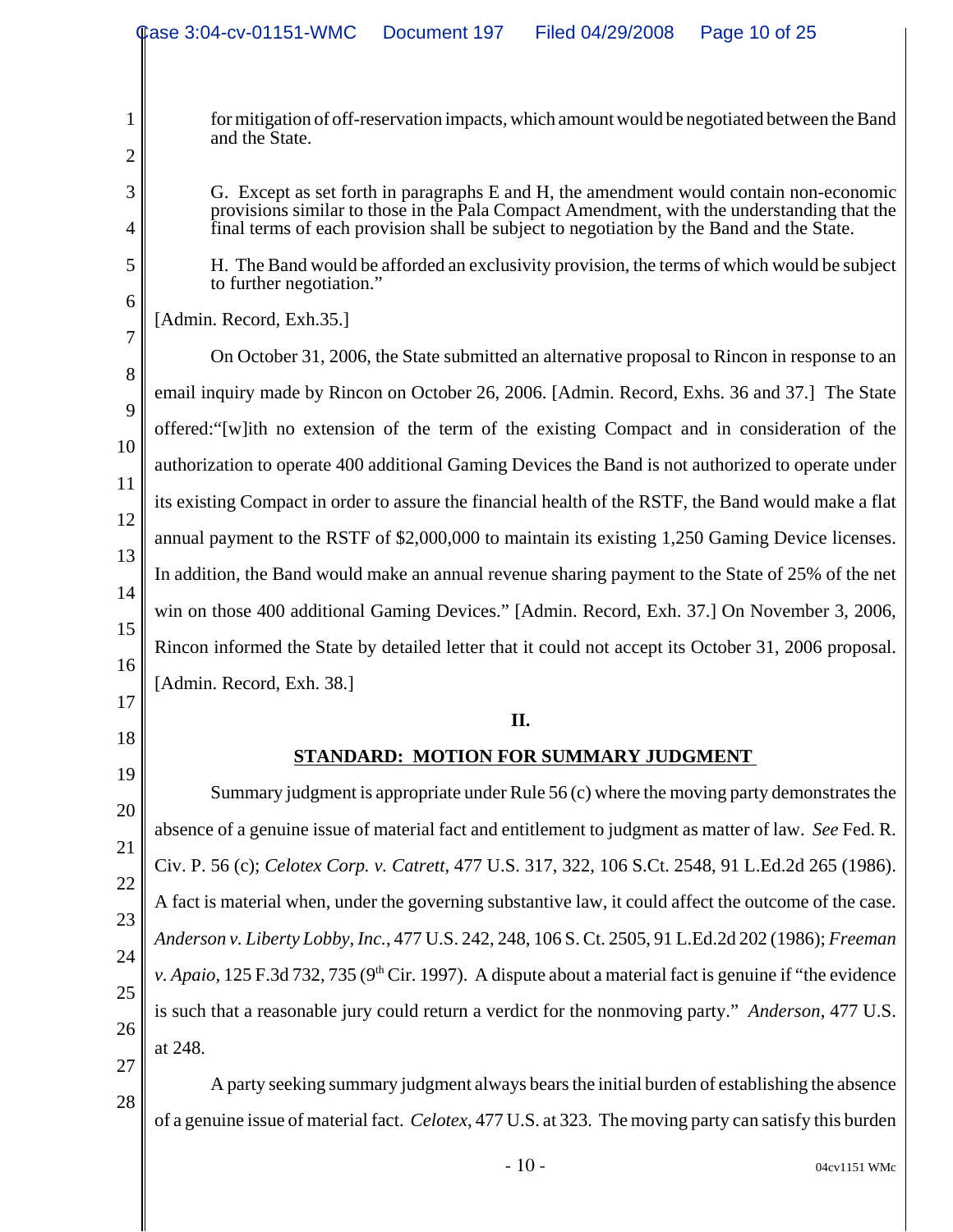for mitigation of off-reservation impacts, which amount would be negotiated between the Band and the State.

G. Except as set forth in paragraphs E and H, the amendment would contain non-economic provisions similar to those in the Pala Compact Amendment, with the understanding that the final terms of each provision shall be subject to negotiation by the Band and the State.

H. The Band would be afforded an exclusivity provision, the terms of which would be subject to further negotiation."

[Admin. Record, Exh.35.]

On October 31, 2006, the State submitted an alternative proposal to Rincon in response to an email inquiry made by Rincon on October 26, 2006. [Admin. Record, Exhs. 36 and 37.] The State offered:"[w]ith no extension of the term of the existing Compact and in consideration of the authorization to operate 400 additional Gaming Devices the Band is not authorized to operate under its existing Compact in order to assure the financial health of the RSTF, the Band would make a flat annual payment to the RSTF of $2,000,000 to maintain its existing 1,250 Gaming Device licenses. In addition, the Band would make an annual revenue sharing payment to the State of 25% of the net win on those 400 additional Gaming Devices." [Admin. Record, Exh. 37.] On November 3, 2006, Rincon informed the State by detailed letter that it could not accept its October 31, 2006 proposal. [Admin. Record, Exh. 38.]

## II.

## STANDARD: MOTION FOR SUMMARY JUDGMENT

Summary judgment is appropriate under Rule 56 (c) where the moving party demonstrates the absence of a genuine issue of material fact and entitlement to judgment as matter of law. *See* Fed. R. Civ. P. 56 (c); *Celotex Corp. v. Catrett*, 477 U.S. 317, 322, 106 S.Ct. 2548, 91 L.Ed.2d 265 (1986). A fact is material when, under the governing substantive law, it could affect the outcome of the case. *Anderson v. Liberty Lobby, Inc.*, 477 U.S. 242, 248, 106 S. Ct. 2505, 91 L.Ed.2d 202 (1986); *Freeman v. Apaio*, 125 F.3d 732, 735 (9th Cir. 1997). A dispute about a material fact is genuine if "the evidence is such that a reasonable jury could return a verdict for the nonmoving party." *Anderson*, 477 U.S. at 248.

A party seeking summary judgment always bears the initial burden of establishing the absence of a genuine issue of material fact. *Celotex*, 477 U.S. at 323. The moving party can satisfy this burden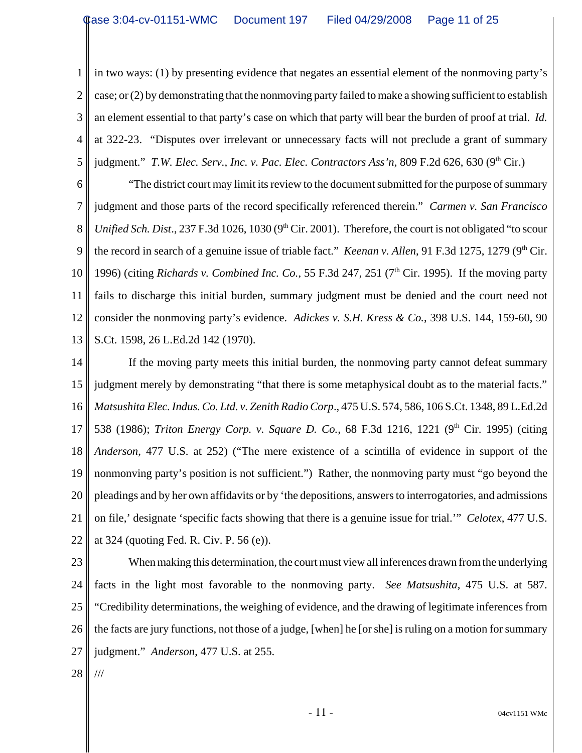in two ways: (1) by presenting evidence that negates an essential element of the nonmoving party's case; or (2) by demonstrating that the nonmoving party failed to make a showing sufficient to establish an element essential to that party's case on which that party will bear the burden of proof at trial. *Id.* at 322-23. "Disputes over irrelevant or unnecessary facts will not preclude a grant of summary judgment." *T.W. Elec. Serv., Inc. v. Pac. Elec. Contractors Ass'n*, 809 F.2d 626, 630 (9th Cir.)

"The district court may limit its review to the document submitted for the purpose of summary judgment and those parts of the record specifically referenced therein." *Carmen v. San Francisco Unified Sch. Dist*., 237 F.3d 1026, 1030 (9th Cir. 2001). Therefore, the court is not obligated "to scour the record in search of a genuine issue of triable fact." *Keenan v. Allen*, 91 F.3d 1275, 1279 (9th Cir. 1996) (citing *Richards v. Combined Inc. Co.*, 55 F.3d 247, 251 (7th Cir. 1995). If the moving party fails to discharge this initial burden, summary judgment must be denied and the court need not consider the nonmoving party's evidence. *Adickes v. S.H. Kress & Co.*, 398 U.S. 144, 159-60, 90 S.Ct. 1598, 26 L.Ed.2d 142 (1970).

If the moving party meets this initial burden, the nonmoving party cannot defeat summary judgment merely by demonstrating "that there is some metaphysical doubt as to the material facts." *Matsushita Elec. Indus. Co. Ltd. v. Zenith Radio Corp*., 475 U.S. 574, 586, 106 S.Ct. 1348, 89 L.Ed.2d 538 (1986); *Triton Energy Corp. v. Square D. Co.*, 68 F.3d 1216, 1221 (9th Cir. 1995) (citing *Anderson*, 477 U.S. at 252) ("The mere existence of a scintilla of evidence in support of the nonmonving party's position is not sufficient.") Rather, the nonmoving party must "go beyond the pleadings and by her own affidavits or by 'the depositions, answers to interrogatories, and admissions on file,' designate 'specific facts showing that there is a genuine issue for trial.'" *Celotex*, 477 U.S. at 324 (quoting Fed. R. Civ. P. 56 (e)).

When making this determination, the court must view all inferences drawn from the underlying facts in the light most favorable to the nonmoving party. *See Matsushita*, 475 U.S. at 587. "Credibility determinations, the weighing of evidence, and the drawing of legitimate inferences from the facts are jury functions, not those of a judge, [when] he [or she] is ruling on a motion for summary judgment." *Anderson*, 477 U.S. at 255.

///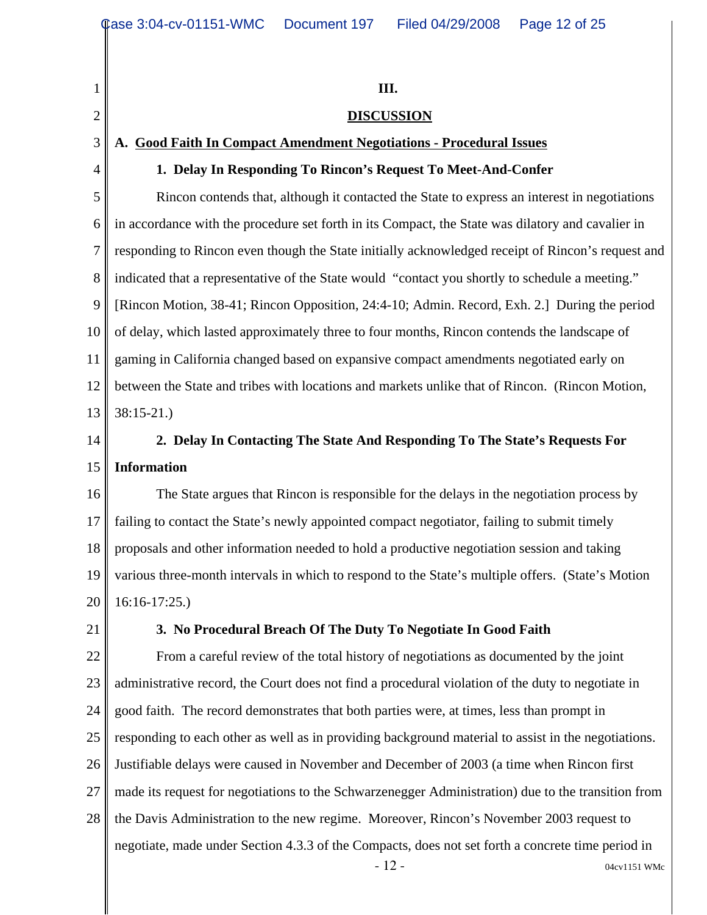## III.

## DISCUSSION

### A. Good Faith In Compact Amendment Negotiations - Procedural Issues

#### 1. Delay In Responding To Rincon's Request To Meet-And-Confer

Rincon contends that, although it contacted the State to express an interest in negotiations in accordance with the procedure set forth in its Compact, the State was dilatory and cavalier in responding to Rincon even though the State initially acknowledged receipt of Rincon's request and indicated that a representative of the State would "contact you shortly to schedule a meeting." [Rincon Motion, 38-41; Rincon Opposition, 24:4-10; Admin. Record, Exh. 2.] During the period of delay, which lasted approximately three to four months, Rincon contends the landscape of gaming in California changed based on expansive compact amendments negotiated early on between the State and tribes with locations and markets unlike that of Rincon. (Rincon Motion, 38:15-21.)

#### 2. Delay In Contacting The State And Responding To The State's Requests For Information

The State argues that Rincon is responsible for the delays in the negotiation process by failing to contact the State's newly appointed compact negotiator, failing to submit timely proposals and other information needed to hold a productive negotiation session and taking various three-month intervals in which to respond to the State's multiple offers. (State's Motion 16:16-17:25.)

#### 3. No Procedural Breach Of The Duty To Negotiate In Good Faith

From a careful review of the total history of negotiations as documented by the joint administrative record, the Court does not find a procedural violation of the duty to negotiate in good faith. The record demonstrates that both parties were, at times, less than prompt in responding to each other as well as in providing background material to assist in the negotiations. Justifiable delays were caused in November and December of 2003 (a time when Rincon first made its request for negotiations to the Schwarzenegger Administration) due to the transition from the Davis Administration to the new regime. Moreover, Rincon's November 2003 request to negotiate, made under Section 4.3.3 of the Compacts, does not set forth a concrete time period in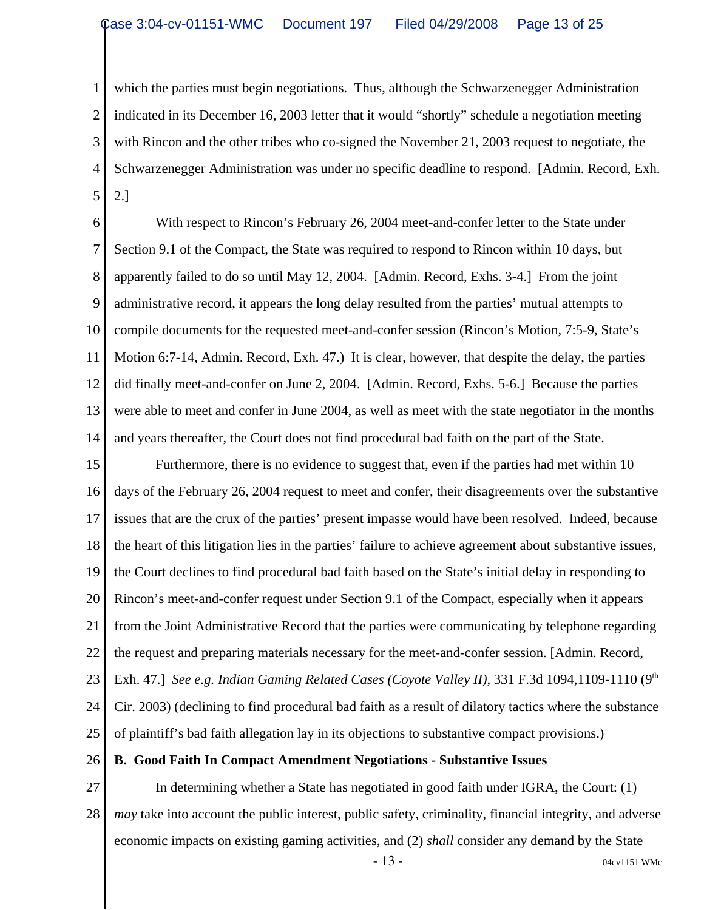which the parties must begin negotiations. Thus, although the Schwarzenegger Administration indicated in its December 16, 2003 letter that it would "shortly" schedule a negotiation meeting with Rincon and the other tribes who co-signed the November 21, 2003 request to negotiate, the Schwarzenegger Administration was under no specific deadline to respond. [Admin. Record, Exh. 2.]

With respect to Rincon's February 26, 2004 meet-and-confer letter to the State under Section 9.1 of the Compact, the State was required to respond to Rincon within 10 days, but apparently failed to do so until May 12, 2004. [Admin. Record, Exhs. 3-4.] From the joint administrative record, it appears the long delay resulted from the parties' mutual attempts to compile documents for the requested meet-and-confer session (Rincon's Motion, 7:5-9, State's Motion 6:7-14, Admin. Record, Exh. 47.) It is clear, however, that despite the delay, the parties did finally meet-and-confer on June 2, 2004. [Admin. Record, Exhs. 5-6.] Because the parties were able to meet and confer in June 2004, as well as meet with the state negotiator in the months and years thereafter, the Court does not find procedural bad faith on the part of the State.

Furthermore, there is no evidence to suggest that, even if the parties had met within 10 days of the February 26, 2004 request to meet and confer, their disagreements over the substantive issues that are the crux of the parties' present impasse would have been resolved. Indeed, because the heart of this litigation lies in the parties' failure to achieve agreement about substantive issues, the Court declines to find procedural bad faith based on the State's initial delay in responding to Rincon's meet-and-confer request under Section 9.1 of the Compact, especially when it appears from the Joint Administrative Record that the parties were communicating by telephone regarding the request and preparing materials necessary for the meet-and-confer session. [Admin. Record, Exh. 47.] *See e.g. Indian Gaming Related Cases (Coyote Valley II)*, 331 F.3d 1094,1109-1110 (9th Cir. 2003) (declining to find procedural bad faith as a result of dilatory tactics where the substance of plaintiff's bad faith allegation lay in its objections to substantive compact provisions.)

**B. Good Faith In Compact Amendment Negotiations - Substantive Issues**

In determining whether a State has negotiated in good faith under IGRA, the Court: (1) *may* take into account the public interest, public safety, criminality, financial integrity, and adverse economic impacts on existing gaming activities, and (2) *shall* consider any demand by the State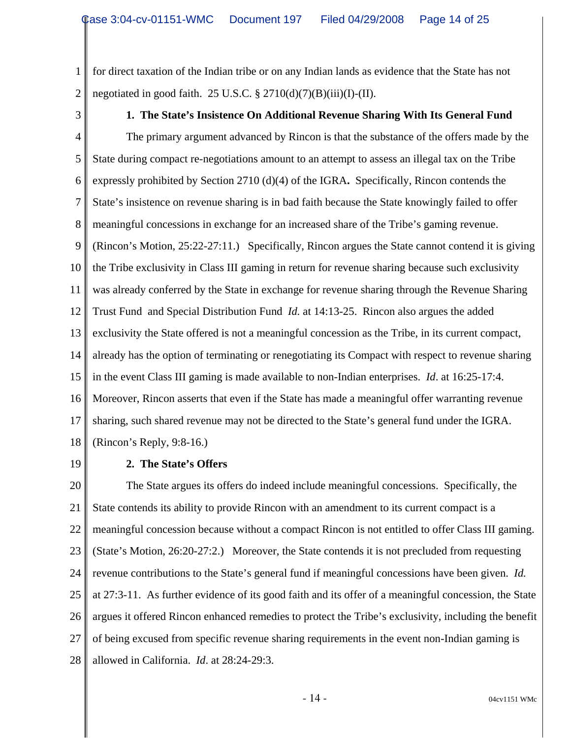for direct taxation of the Indian tribe or on any Indian lands as evidence that the State has not negotiated in good faith. 25 U.S.C. § 2710(d)(7)(B)(iii)(I)-(II).

**1. The State's Insistence On Additional Revenue Sharing With Its General Fund**

The primary argument advanced by Rincon is that the substance of the offers made by the State during compact re-negotiations amount to an attempt to assess an illegal tax on the Tribe expressly prohibited by Section 2710 (d)(4) of the IGRA**.** Specifically, Rincon contends the State's insistence on revenue sharing is in bad faith because the State knowingly failed to offer meaningful concessions in exchange for an increased share of the Tribe's gaming revenue. (Rincon's Motion, 25:22-27:11.) Specifically, Rincon argues the State cannot contend it is giving the Tribe exclusivity in Class III gaming in return for revenue sharing because such exclusivity was already conferred by the State in exchange for revenue sharing through the Revenue Sharing Trust Fund and Special Distribution Fund *Id.* at 14:13-25. Rincon also argues the added exclusivity the State offered is not a meaningful concession as the Tribe, in its current compact, already has the option of terminating or renegotiating its Compact with respect to revenue sharing in the event Class III gaming is made available to non-Indian enterprises. *Id*. at 16:25-17:4. Moreover, Rincon asserts that even if the State has made a meaningful offer warranting revenue sharing, such shared revenue may not be directed to the State's general fund under the IGRA. (Rincon's Reply, 9:8-16.)

**2. The State's Offers**

The State argues its offers do indeed include meaningful concessions. Specifically, the State contends its ability to provide Rincon with an amendment to its current compact is a meaningful concession because without a compact Rincon is not entitled to offer Class III gaming. (State's Motion, 26:20-27:2.) Moreover, the State contends it is not precluded from requesting revenue contributions to the State's general fund if meaningful concessions have been given. *Id.* at 27:3-11. As further evidence of its good faith and its offer of a meaningful concession, the State argues it offered Rincon enhanced remedies to protect the Tribe's exclusivity, including the benefit of being excused from specific revenue sharing requirements in the event non-Indian gaming is allowed in California. *Id*. at 28:24-29:3.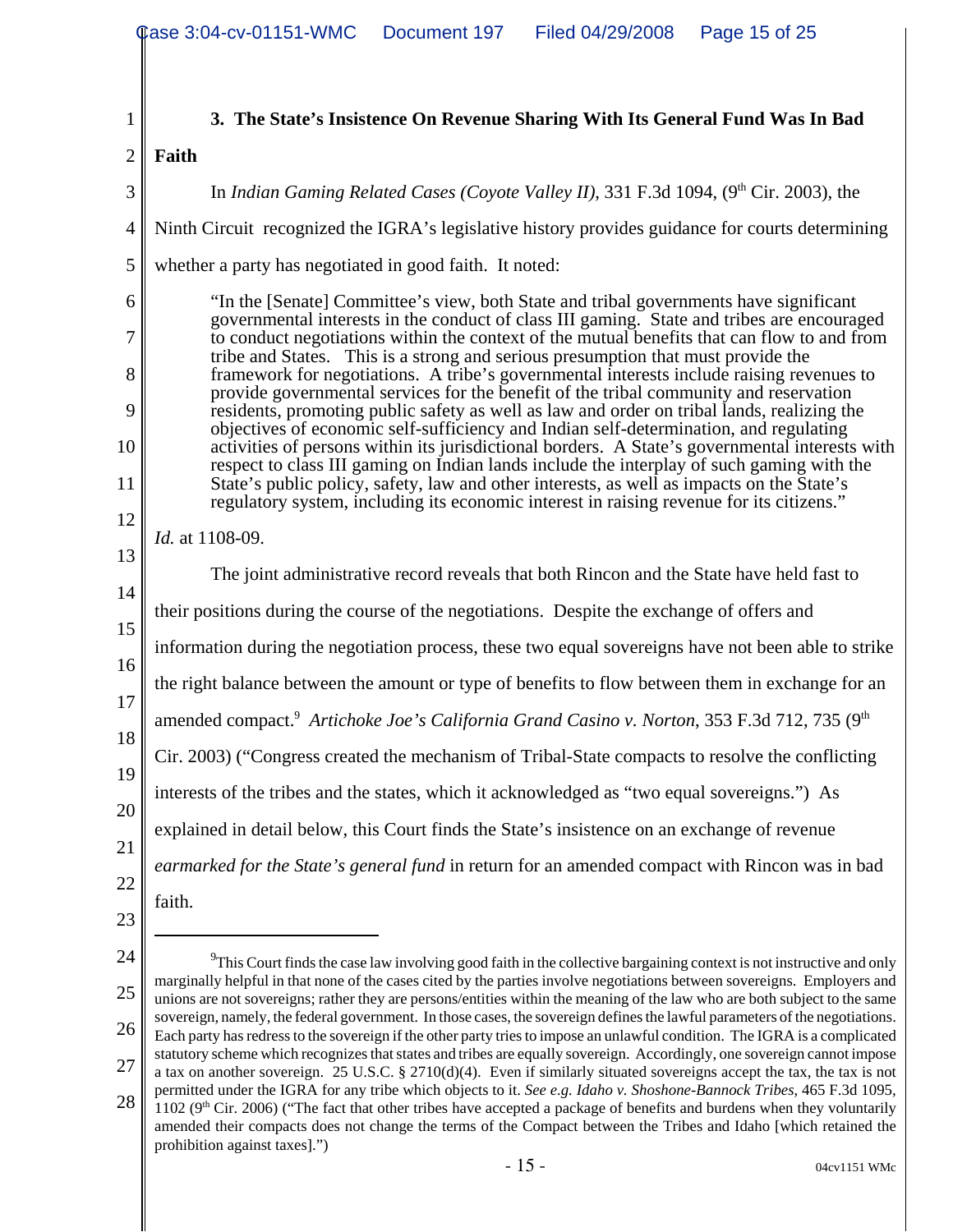### 3. The State's Insistence On Revenue Sharing With Its General Fund Was In Bad Faith

In *Indian Gaming Related Cases (Coyote Valley II)*, 331 F.3d 1094, (9th Cir. 2003), the Ninth Circuit recognized the IGRA's legislative history provides guidance for courts determining whether a party has negotiated in good faith. It noted:

> "In the [Senate] Committee's view, both State and tribal governments have significant governmental interests in the conduct of class III gaming. State and tribes are encouraged to conduct negotiations within the context of the mutual benefits that can flow to and from tribe and States. This is a strong and serious presumption that must provide the framework for negotiations. A tribe's governmental interests include raising revenues to provide governmental services for the benefit of the tribal community and reservation residents, promoting public safety as well as law and order on tribal lands, realizing the objectives of economic self-sufficiency and Indian self-determination, and regulating activities of persons within its jurisdictional borders. A State's governmental interests with respect to class III gaming on Indian lands include the interplay of such gaming with the State's public policy, safety, law and other interests, as well as impacts on the State's regulatory system, including its economic interest in raising revenue for its citizens."

*Id.* at 1108-09.

The joint administrative record reveals that both Rincon and the State have held fast to their positions during the course of the negotiations. Despite the exchange of offers and information during the negotiation process, these two equal sovereigns have not been able to strike the right balance between the amount or type of benefits to flow between them in exchange for an amended compact.[9] *Artichoke Joe's California Grand Casino v. Norton*, 353 F.3d 712, 735 (9th Cir. 2003) ("Congress created the mechanism of Tribal-State compacts to resolve the conflicting interests of the tribes and the states, which it acknowledged as "two equal sovereigns.") As explained in detail below, this Court finds the State's insistence on an exchange of revenue *earmarked for the State's general fund* in return for an amended compact with Rincon was in bad faith.

---

[9] This Court finds the case law involving good faith in the collective bargaining context is not instructive and only marginally helpful in that none of the cases cited by the parties involve negotiations between sovereigns. Employers and unions are not sovereigns; rather they are persons/entities within the meaning of the law who are both subject to the same sovereign, namely, the federal government. In those cases, the sovereign defines the lawful parameters of the negotiations. Each party has redress to the sovereign if the other party tries to impose an unlawful condition. The IGRA is a complicated statutory scheme which recognizes that states and tribes are equally sovereign. Accordingly, one sovereign cannot impose a tax on another sovereign. 25 U.S.C. § 2710(d)(4). Even if similarly situated sovereigns accept the tax, the tax is not permitted under the IGRA for any tribe which objects to it. *See e.g. Idaho v. Shoshone-Bannock Tribes*, 465 F.3d 1095, 1102 (9th Cir. 2006) ("The fact that other tribes have accepted a package of benefits and burdens when they voluntarily amended their compacts does not change the terms of the Compact between the Tribes and Idaho [which retained the prohibition against taxes].")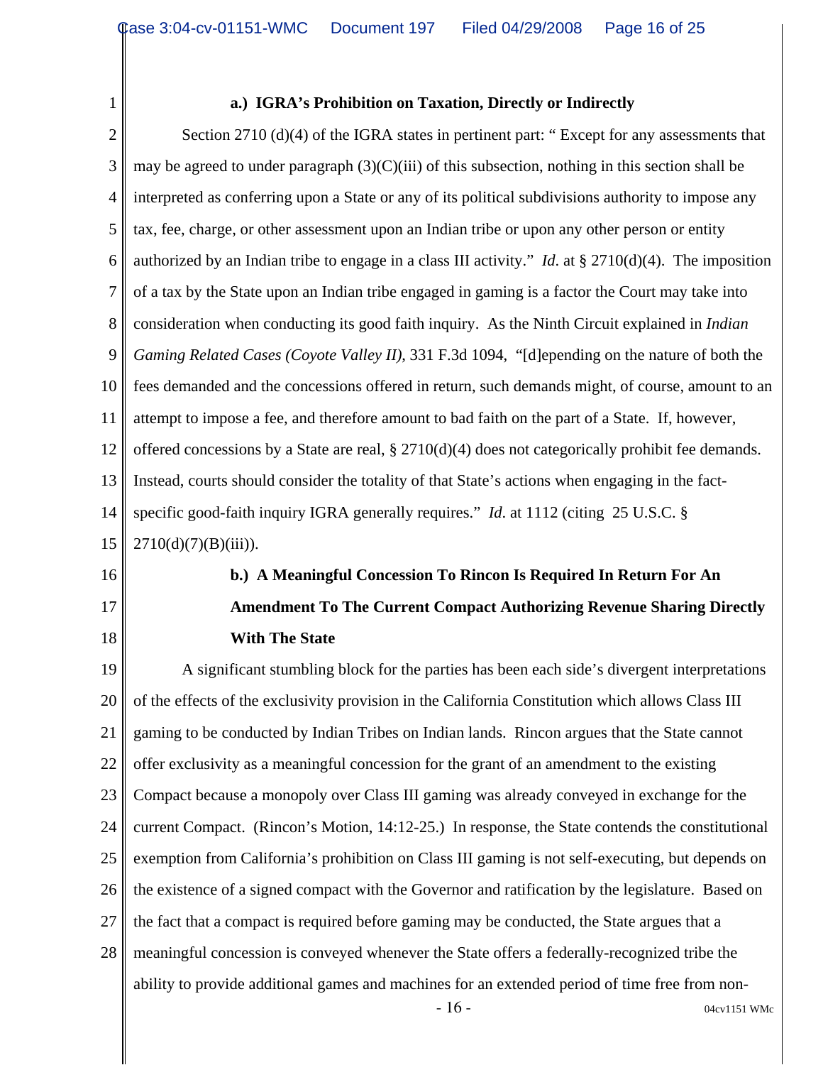**a.) IGRA's Prohibition on Taxation, Directly or Indirectly**

Section 2710 (d)(4) of the IGRA states in pertinent part: " Except for any assessments that may be agreed to under paragraph (3)(C)(iii) of this subsection, nothing in this section shall be interpreted as conferring upon a State or any of its political subdivisions authority to impose any tax, fee, charge, or other assessment upon an Indian tribe or upon any other person or entity authorized by an Indian tribe to engage in a class III activity." *Id*. at § 2710(d)(4). The imposition of a tax by the State upon an Indian tribe engaged in gaming is a factor the Court may take into consideration when conducting its good faith inquiry. As the Ninth Circuit explained in *Indian Gaming Related Cases (Coyote Valley II)*, 331 F.3d 1094, "[d]epending on the nature of both the fees demanded and the concessions offered in return, such demands might, of course, amount to an attempt to impose a fee, and therefore amount to bad faith on the part of a State. If, however, offered concessions by a State are real, § 2710(d)(4) does not categorically prohibit fee demands. Instead, courts should consider the totality of that State's actions when engaging in the fact-specific good-faith inquiry IGRA generally requires." *Id*. at 1112 (citing 25 U.S.C. § 2710(d)(7)(B)(iii)).

**b.) A Meaningful Concession To Rincon Is Required In Return For An Amendment To The Current Compact Authorizing Revenue Sharing Directly With The State**

A significant stumbling block for the parties has been each side's divergent interpretations of the effects of the exclusivity provision in the California Constitution which allows Class III gaming to be conducted by Indian Tribes on Indian lands. Rincon argues that the State cannot offer exclusivity as a meaningful concession for the grant of an amendment to the existing Compact because a monopoly over Class III gaming was already conveyed in exchange for the current Compact. (Rincon's Motion, 14:12-25.) In response, the State contends the constitutional exemption from California's prohibition on Class III gaming is not self-executing, but depends on the existence of a signed compact with the Governor and ratification by the legislature. Based on the fact that a compact is required before gaming may be conducted, the State argues that a meaningful concession is conveyed whenever the State offers a federally-recognized tribe the ability to provide additional games and machines for an extended period of time free from non-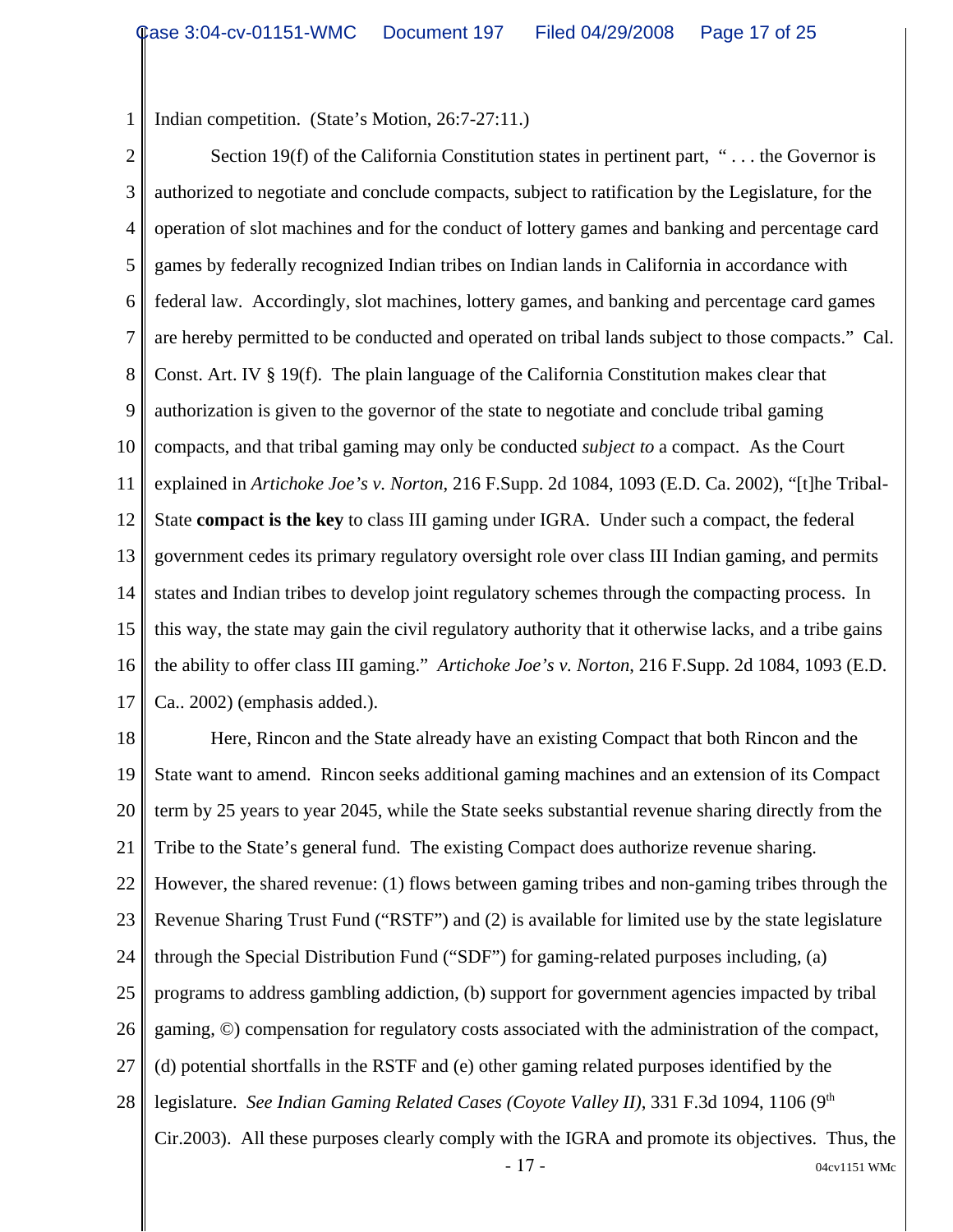Indian competition. (State's Motion, 26:7-27:11.)

Section 19(f) of the California Constitution states in pertinent part, " . . . the Governor is authorized to negotiate and conclude compacts, subject to ratification by the Legislature, for the operation of slot machines and for the conduct of lottery games and banking and percentage card games by federally recognized Indian tribes on Indian lands in California in accordance with federal law. Accordingly, slot machines, lottery games, and banking and percentage card games are hereby permitted to be conducted and operated on tribal lands subject to those compacts." Cal. Const. Art. IV § 19(f). The plain language of the California Constitution makes clear that authorization is given to the governor of the state to negotiate and conclude tribal gaming compacts, and that tribal gaming may only be conducted *subject to* a compact. As the Court explained in *Artichoke Joe's v. Norton*, 216 F.Supp. 2d 1084, 1093 (E.D. Ca. 2002), "[t]he Tribal-State **compact is the key** to class III gaming under IGRA. Under such a compact, the federal government cedes its primary regulatory oversight role over class III Indian gaming, and permits states and Indian tribes to develop joint regulatory schemes through the compacting process. In this way, the state may gain the civil regulatory authority that it otherwise lacks, and a tribe gains the ability to offer class III gaming." *Artichoke Joe's v. Norton*, 216 F.Supp. 2d 1084, 1093 (E.D. Ca.. 2002) (emphasis added.).

Here, Rincon and the State already have an existing Compact that both Rincon and the State want to amend. Rincon seeks additional gaming machines and an extension of its Compact term by 25 years to year 2045, while the State seeks substantial revenue sharing directly from the Tribe to the State's general fund. The existing Compact does authorize revenue sharing. However, the shared revenue: (1) flows between gaming tribes and non-gaming tribes through the Revenue Sharing Trust Fund ("RSTF") and (2) is available for limited use by the state legislature through the Special Distribution Fund ("SDF") for gaming-related purposes including, (a) programs to address gambling addiction, (b) support for government agencies impacted by tribal gaming, ©) compensation for regulatory costs associated with the administration of the compact, (d) potential shortfalls in the RSTF and (e) other gaming related purposes identified by the legislature. *See Indian Gaming Related Cases (Coyote Valley II)*, 331 F.3d 1094, 1106 (9th Cir.2003). All these purposes clearly comply with the IGRA and promote its objectives. Thus, the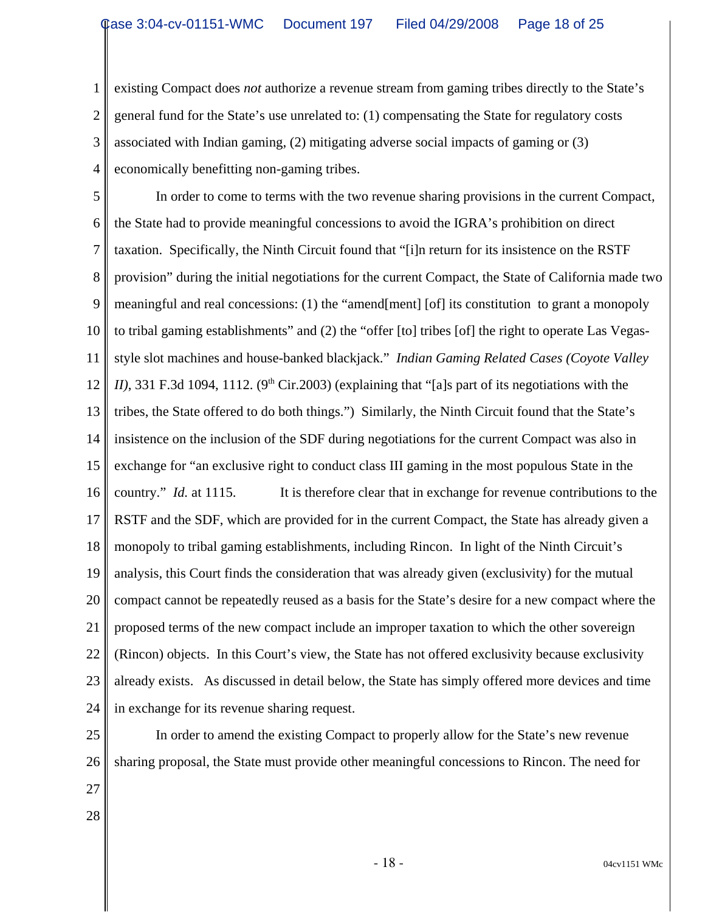existing Compact does *not* authorize a revenue stream from gaming tribes directly to the State's general fund for the State's use unrelated to: (1) compensating the State for regulatory costs associated with Indian gaming, (2) mitigating adverse social impacts of gaming or (3) economically benefitting non-gaming tribes.

In order to come to terms with the two revenue sharing provisions in the current Compact, the State had to provide meaningful concessions to avoid the IGRA's prohibition on direct taxation. Specifically, the Ninth Circuit found that "[i]n return for its insistence on the RSTF provision" during the initial negotiations for the current Compact, the State of California made two meaningful and real concessions: (1) the "amend[ment] [of] its constitution to grant a monopoly to tribal gaming establishments" and (2) the "offer [to] tribes [of] the right to operate Las Vegas-style slot machines and house-banked blackjack." *Indian Gaming Related Cases (Coyote Valley II)*, 331 F.3d 1094, 1112. (9th Cir.2003) (explaining that "[a]s part of its negotiations with the tribes, the State offered to do both things.") Similarly, the Ninth Circuit found that the State's insistence on the inclusion of the SDF during negotiations for the current Compact was also in exchange for "an exclusive right to conduct class III gaming in the most populous State in the country." *Id.* at 1115. It is therefore clear that in exchange for revenue contributions to the RSTF and the SDF, which are provided for in the current Compact, the State has already given a monopoly to tribal gaming establishments, including Rincon. In light of the Ninth Circuit's analysis, this Court finds the consideration that was already given (exclusivity) for the mutual compact cannot be repeatedly reused as a basis for the State's desire for a new compact where the proposed terms of the new compact include an improper taxation to which the other sovereign (Rincon) objects. In this Court's view, the State has not offered exclusivity because exclusivity already exists. As discussed in detail below, the State has simply offered more devices and time in exchange for its revenue sharing request.

In order to amend the existing Compact to properly allow for the State's new revenue sharing proposal, the State must provide other meaningful concessions to Rincon. The need for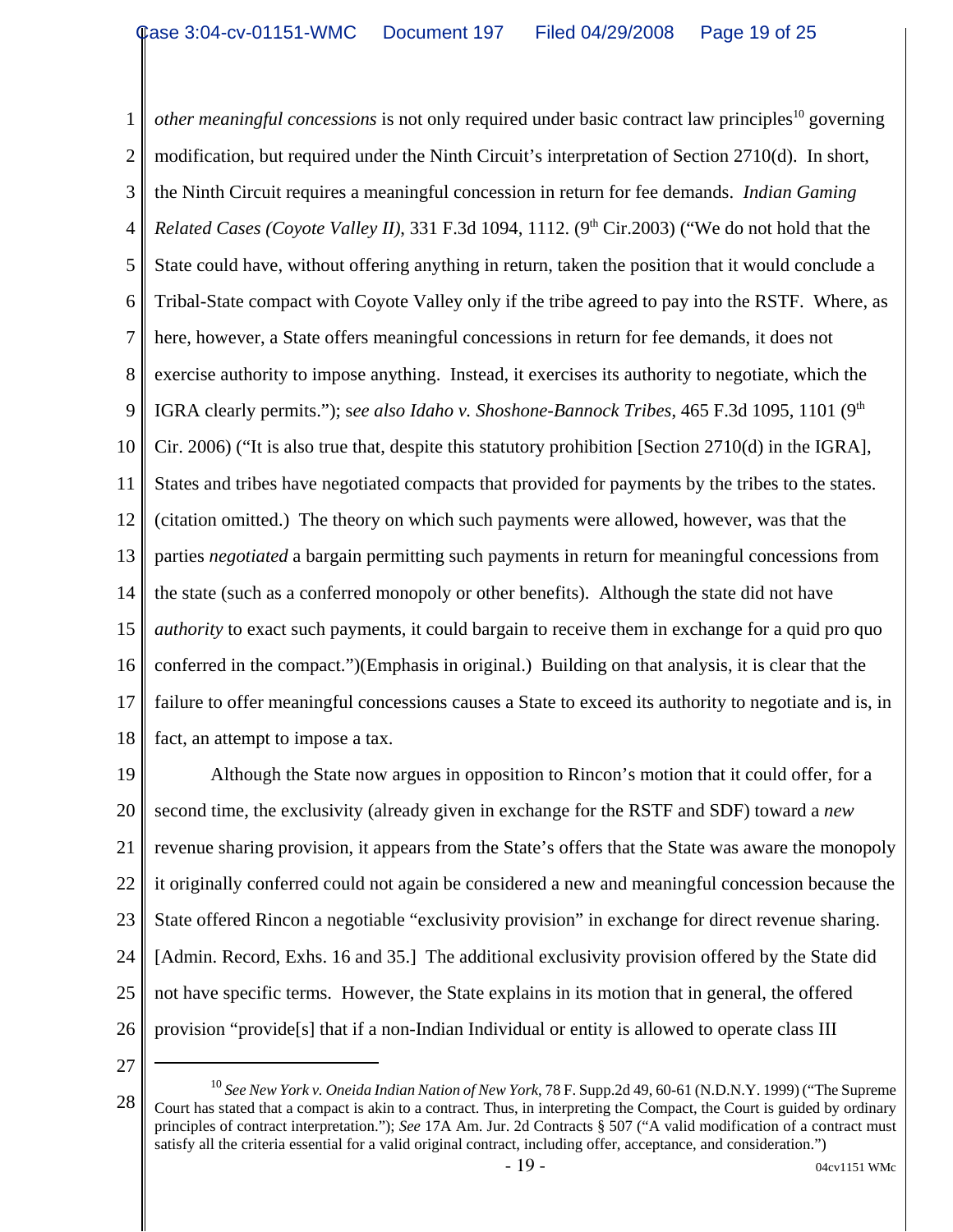*other meaningful concessions* is not only required under basic contract law principles[10] governing modification, but required under the Ninth Circuit's interpretation of Section 2710(d). In short, the Ninth Circuit requires a meaningful concession in return for fee demands. *Indian Gaming Related Cases (Coyote Valley II)*, 331 F.3d 1094, 1112. (9th Cir.2003) ("We do not hold that the State could have, without offering anything in return, taken the position that it would conclude a Tribal-State compact with Coyote Valley only if the tribe agreed to pay into the RSTF. Where, as here, however, a State offers meaningful concessions in return for fee demands, it does not exercise authority to impose anything. Instead, it exercises its authority to negotiate, which the IGRA clearly permits."); s*ee also Idaho v. Shoshone-Bannock Tribes*, 465 F.3d 1095, 1101 (9th Cir. 2006) ("It is also true that, despite this statutory prohibition [Section 2710(d) in the IGRA], States and tribes have negotiated compacts that provided for payments by the tribes to the states. (citation omitted.) The theory on which such payments were allowed, however, was that the parties *negotiated* a bargain permitting such payments in return for meaningful concessions from the state (such as a conferred monopoly or other benefits). Although the state did not have *authority* to exact such payments, it could bargain to receive them in exchange for a quid pro quo conferred in the compact.")(Emphasis in original.) Building on that analysis, it is clear that the failure to offer meaningful concessions causes a State to exceed its authority to negotiate and is, in fact, an attempt to impose a tax.

Although the State now argues in opposition to Rincon's motion that it could offer, for a second time, the exclusivity (already given in exchange for the RSTF and SDF) toward a *new* revenue sharing provision, it appears from the State's offers that the State was aware the monopoly it originally conferred could not again be considered a new and meaningful concession because the State offered Rincon a negotiable "exclusivity provision" in exchange for direct revenue sharing. [Admin. Record, Exhs. 16 and 35.] The additional exclusivity provision offered by the State did not have specific terms. However, the State explains in its motion that in general, the offered provision "provide[s] that if a non-Indian Individual or entity is allowed to operate class III

---

[10] *See New York v. Oneida Indian Nation of New York*, 78 F. Supp.2d 49, 60-61 (N.D.N.Y. 1999) ("The Supreme Court has stated that a compact is akin to a contract. Thus, in interpreting the Compact, the Court is guided by ordinary principles of contract interpretation."); *See* 17A Am. Jur. 2d Contracts § 507 ("A valid modification of a contract must satisfy all the criteria essential for a valid original contract, including offer, acceptance, and consideration.")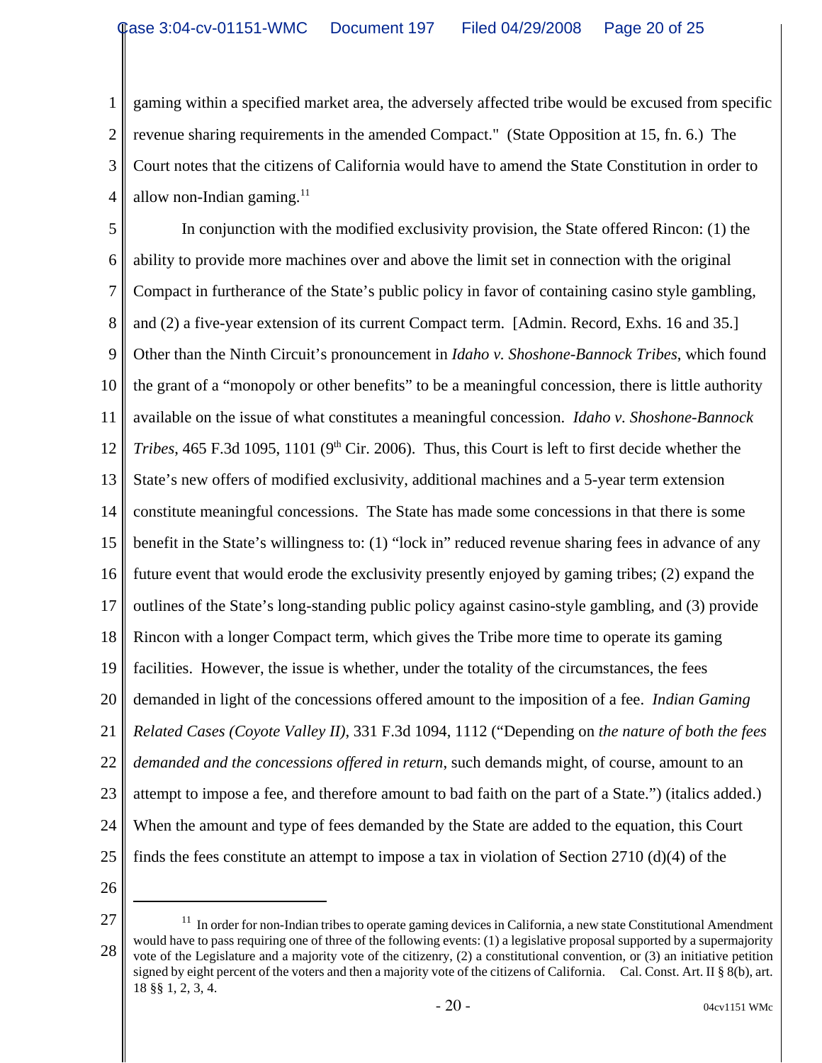gaming within a specified market area, the adversely affected tribe would be excused from specific revenue sharing requirements in the amended Compact." (State Opposition at 15, fn. 6.) The Court notes that the citizens of California would have to amend the State Constitution in order to allow non-Indian gaming.[11]

In conjunction with the modified exclusivity provision, the State offered Rincon: (1) the ability to provide more machines over and above the limit set in connection with the original Compact in furtherance of the State's public policy in favor of containing casino style gambling, and (2) a five-year extension of its current Compact term. [Admin. Record, Exhs. 16 and 35.] Other than the Ninth Circuit's pronouncement in *Idaho v. Shoshone-Bannock Tribes*, which found the grant of a "monopoly or other benefits" to be a meaningful concession, there is little authority available on the issue of what constitutes a meaningful concession. *Idaho v. Shoshone-Bannock Tribes*, 465 F.3d 1095, 1101 (9th Cir. 2006). Thus, this Court is left to first decide whether the State's new offers of modified exclusivity, additional machines and a 5-year term extension constitute meaningful concessions. The State has made some concessions in that there is some benefit in the State's willingness to: (1) "lock in" reduced revenue sharing fees in advance of any future event that would erode the exclusivity presently enjoyed by gaming tribes; (2) expand the outlines of the State's long-standing public policy against casino-style gambling, and (3) provide Rincon with a longer Compact term, which gives the Tribe more time to operate its gaming facilities. However, the issue is whether, under the totality of the circumstances, the fees demanded in light of the concessions offered amount to the imposition of a fee. *Indian Gaming Related Cases (Coyote Valley II)*, 331 F.3d 1094, 1112 ("Depending on *the nature of both the fees demanded and the concessions offered in return*, such demands might, of course, amount to an attempt to impose a fee, and therefore amount to bad faith on the part of a State.") (italics added.) When the amount and type of fees demanded by the State are added to the equation, this Court finds the fees constitute an attempt to impose a tax in violation of Section 2710 (d)(4) of the

---

[11] In order for non-Indian tribes to operate gaming devices in California, a new state Constitutional Amendment would have to pass requiring one of three of the following events: (1) a legislative proposal supported by a supermajority vote of the Legislature and a majority vote of the citizenry, (2) a constitutional convention, or (3) an initiative petition signed by eight percent of the voters and then a majority vote of the citizens of California. Cal. Const. Art. II § 8(b), art. 18 §§ 1, 2, 3, 4.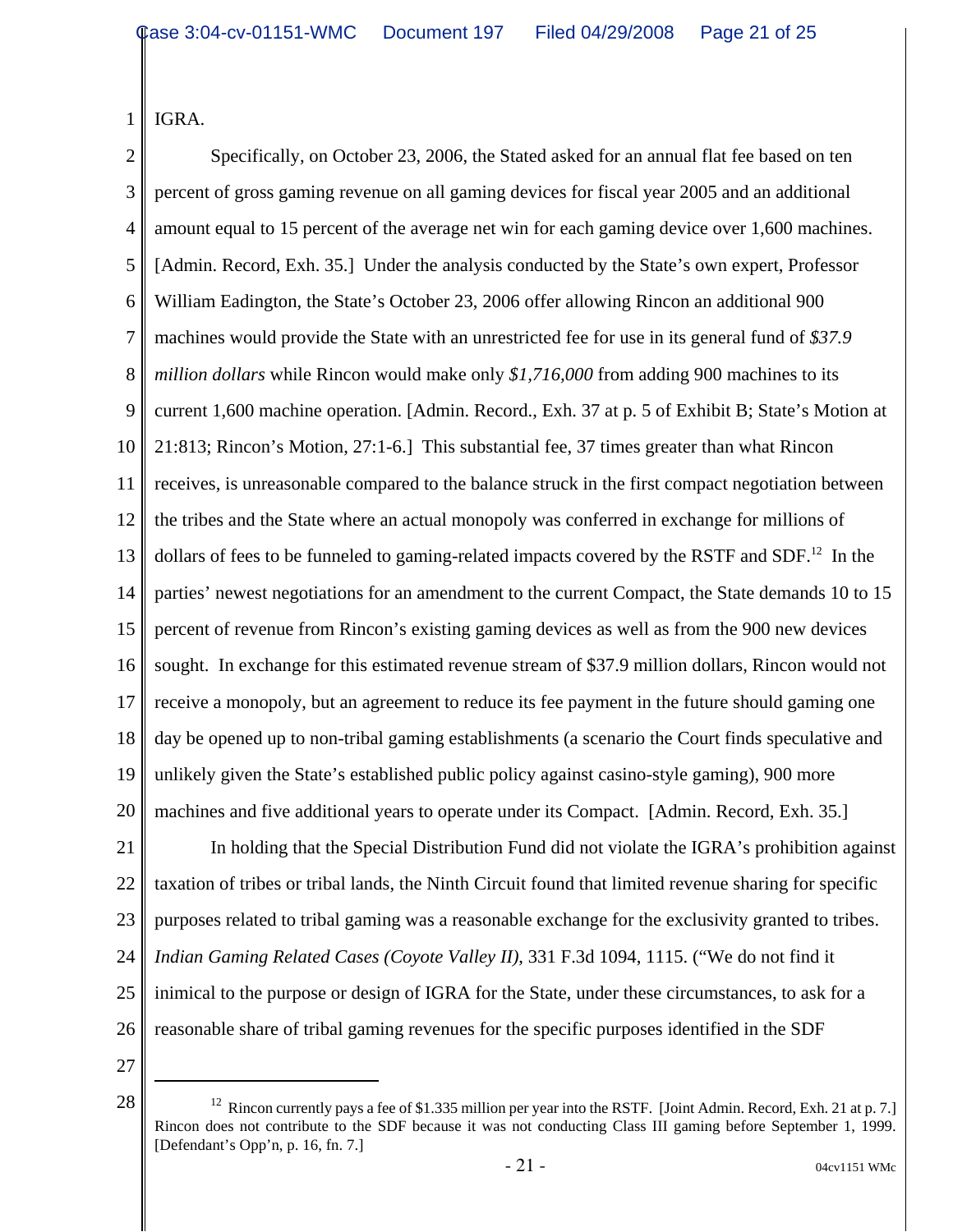IGRA.

Specifically, on October 23, 2006, the Stated asked for an annual flat fee based on ten percent of gross gaming revenue on all gaming devices for fiscal year 2005 and an additional amount equal to 15 percent of the average net win for each gaming device over 1,600 machines. [Admin. Record, Exh. 35.] Under the analysis conducted by the State's own expert, Professor William Eadington, the State's October 23, 2006 offer allowing Rincon an additional 900 machines would provide the State with an unrestricted fee for use in its general fund of *$37.9 million dollars* while Rincon would make only *$1,716,000* from adding 900 machines to its current 1,600 machine operation. [Admin. Record., Exh. 37 at p. 5 of Exhibit B; State's Motion at 21:813; Rincon's Motion, 27:1-6.] This substantial fee, 37 times greater than what Rincon receives, is unreasonable compared to the balance struck in the first compact negotiation between the tribes and the State where an actual monopoly was conferred in exchange for millions of dollars of fees to be funneled to gaming-related impacts covered by the RSTF and SDF.[12] In the parties' newest negotiations for an amendment to the current Compact, the State demands 10 to 15 percent of revenue from Rincon's existing gaming devices as well as from the 900 new devices sought. In exchange for this estimated revenue stream of $37.9 million dollars, Rincon would not receive a monopoly, but an agreement to reduce its fee payment in the future should gaming one day be opened up to non-tribal gaming establishments (a scenario the Court finds speculative and unlikely given the State's established public policy against casino-style gaming), 900 more machines and five additional years to operate under its Compact. [Admin. Record, Exh. 35.]

In holding that the Special Distribution Fund did not violate the IGRA's prohibition against taxation of tribes or tribal lands, the Ninth Circuit found that limited revenue sharing for specific purposes related to tribal gaming was a reasonable exchange for the exclusivity granted to tribes. *Indian Gaming Related Cases (Coyote Valley II)*, 331 F.3d 1094, 1115. ("We do not find it inimical to the purpose or design of IGRA for the State, under these circumstances, to ask for a reasonable share of tribal gaming revenues for the specific purposes identified in the SDF

---

[12] Rincon currently pays a fee of $1.335 million per year into the RSTF. [Joint Admin. Record, Exh. 21 at p. 7.] Rincon does not contribute to the SDF because it was not conducting Class III gaming before September 1, 1999. [Defendant's Opp'n, p. 16, fn. 7.]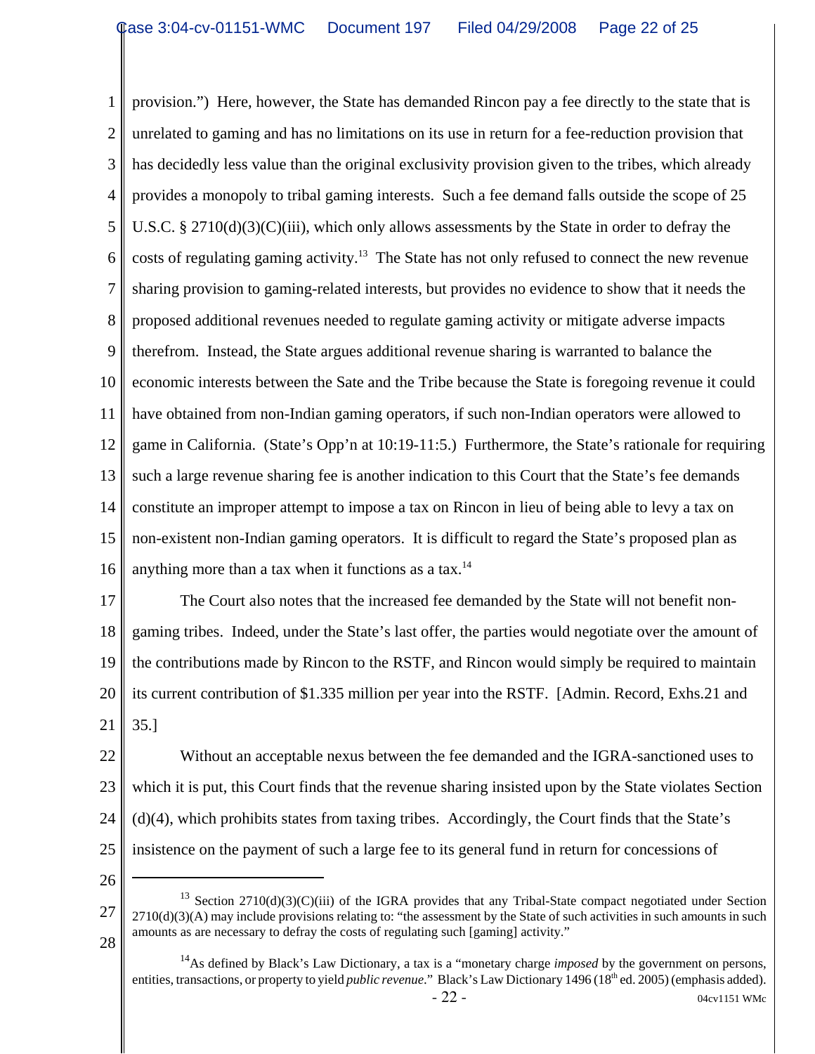provision.") Here, however, the State has demanded Rincon pay a fee directly to the state that is unrelated to gaming and has no limitations on its use in return for a fee-reduction provision that has decidedly less value than the original exclusivity provision given to the tribes, which already provides a monopoly to tribal gaming interests. Such a fee demand falls outside the scope of 25 U.S.C. § 2710(d)(3)(C)(iii), which only allows assessments by the State in order to defray the costs of regulating gaming activity.[13] The State has not only refused to connect the new revenue sharing provision to gaming-related interests, but provides no evidence to show that it needs the proposed additional revenues needed to regulate gaming activity or mitigate adverse impacts therefrom. Instead, the State argues additional revenue sharing is warranted to balance the economic interests between the Sate and the Tribe because the State is foregoing revenue it could have obtained from non-Indian gaming operators, if such non-Indian operators were allowed to game in California. (State's Opp'n at 10:19-11:5.) Furthermore, the State's rationale for requiring such a large revenue sharing fee is another indication to this Court that the State's fee demands constitute an improper attempt to impose a tax on Rincon in lieu of being able to levy a tax on non-existent non-Indian gaming operators. It is difficult to regard the State's proposed plan as anything more than a tax when it functions as a tax.[14]

The Court also notes that the increased fee demanded by the State will not benefit non-gaming tribes. Indeed, under the State's last offer, the parties would negotiate over the amount of the contributions made by Rincon to the RSTF, and Rincon would simply be required to maintain its current contribution of $1.335 million per year into the RSTF. [Admin. Record, Exhs.21 and 35.]

Without an acceptable nexus between the fee demanded and the IGRA-sanctioned uses to which it is put, this Court finds that the revenue sharing insisted upon by the State violates Section (d)(4), which prohibits states from taxing tribes. Accordingly, the Court finds that the State's insistence on the payment of such a large fee to its general fund in return for concessions of

---

[13] Section 2710(d)(3)(C)(iii) of the IGRA provides that any Tribal-State compact negotiated under Section 2710(d)(3)(A) may include provisions relating to: "the assessment by the State of such activities in such amounts in such amounts as are necessary to defray the costs of regulating such [gaming] activity."

[14] As defined by Black's Law Dictionary, a tax is a "monetary charge *imposed* by the government on persons, entities, transactions, or property to yield *public revenue*." Black's Law Dictionary 1496 (18th ed. 2005) (emphasis added).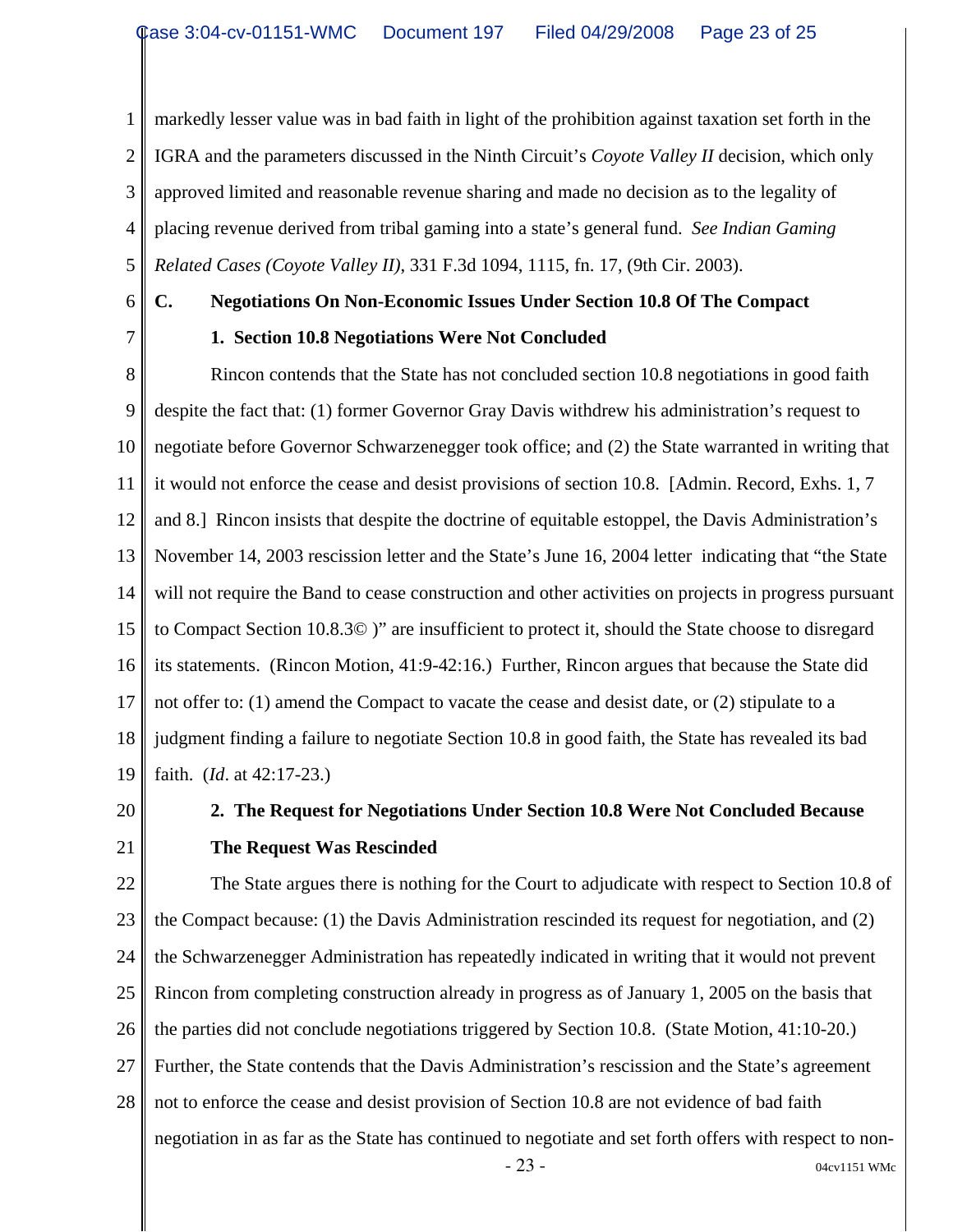markedly lesser value was in bad faith in light of the prohibition against taxation set forth in the IGRA and the parameters discussed in the Ninth Circuit's *Coyote Valley II* decision, which only approved limited and reasonable revenue sharing and made no decision as to the legality of placing revenue derived from tribal gaming into a state's general fund. *See Indian Gaming Related Cases (Coyote Valley II)*, 331 F.3d 1094, 1115, fn. 17, (9th Cir. 2003).

**C. Negotiations On Non-Economic Issues Under Section 10.8 Of The Compact**

**1. Section 10.8 Negotiations Were Not Concluded**

Rincon contends that the State has not concluded section 10.8 negotiations in good faith despite the fact that: (1) former Governor Gray Davis withdrew his administration's request to negotiate before Governor Schwarzenegger took office; and (2) the State warranted in writing that it would not enforce the cease and desist provisions of section 10.8. [Admin. Record, Exhs. 1, 7 and 8.] Rincon insists that despite the doctrine of equitable estoppel, the Davis Administration's November 14, 2003 rescission letter and the State's June 16, 2004 letter indicating that "the State will not require the Band to cease construction and other activities on projects in progress pursuant to Compact Section 10.8.3© )" are insufficient to protect it, should the State choose to disregard its statements. (Rincon Motion, 41:9-42:16.) Further, Rincon argues that because the State did not offer to: (1) amend the Compact to vacate the cease and desist date, or (2) stipulate to a judgment finding a failure to negotiate Section 10.8 in good faith, the State has revealed its bad faith. (*Id*. at 42:17-23.)

**2. The Request for Negotiations Under Section 10.8 Were Not Concluded Because The Request Was Rescinded**

The State argues there is nothing for the Court to adjudicate with respect to Section 10.8 of the Compact because: (1) the Davis Administration rescinded its request for negotiation, and (2) the Schwarzenegger Administration has repeatedly indicated in writing that it would not prevent Rincon from completing construction already in progress as of January 1, 2005 on the basis that the parties did not conclude negotiations triggered by Section 10.8. (State Motion, 41:10-20.) Further, the State contends that the Davis Administration's rescission and the State's agreement not to enforce the cease and desist provision of Section 10.8 are not evidence of bad faith negotiation in as far as the State has continued to negotiate and set forth offers with respect to non-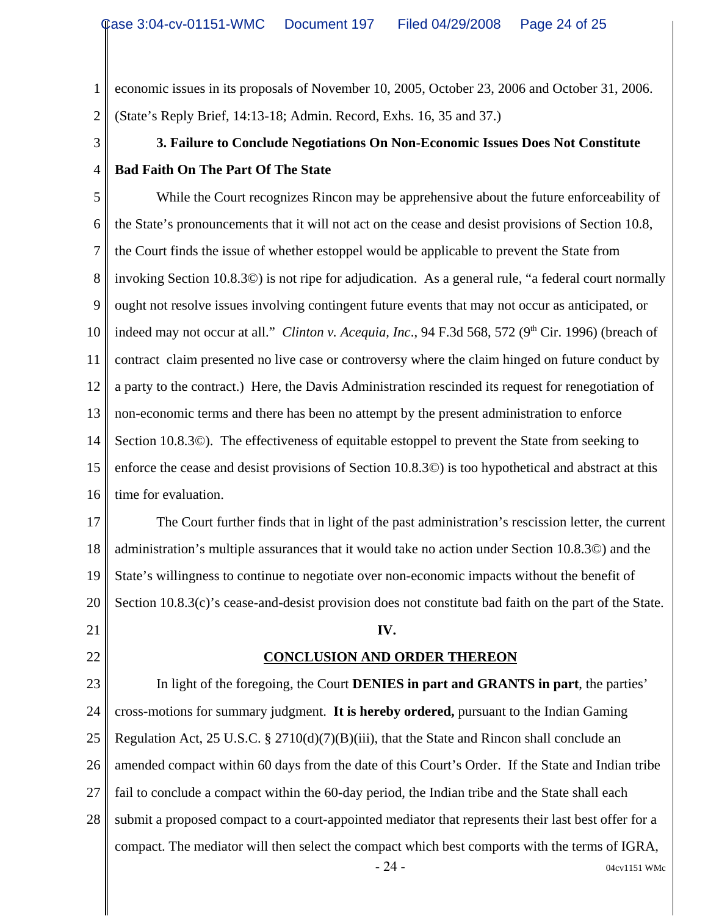economic issues in its proposals of November 10, 2005, October 23, 2006 and October 31, 2006. (State's Reply Brief, 14:13-18; Admin. Record, Exhs. 16, 35 and 37.)

**3. Failure to Conclude Negotiations On Non-Economic Issues Does Not Constitute Bad Faith On The Part Of The State**

While the Court recognizes Rincon may be apprehensive about the future enforceability of the State's pronouncements that it will not act on the cease and desist provisions of Section 10.8, the Court finds the issue of whether estoppel would be applicable to prevent the State from invoking Section 10.8.3©) is not ripe for adjudication. As a general rule, "a federal court normally ought not resolve issues involving contingent future events that may not occur as anticipated, or indeed may not occur at all." *Clinton v. Acequia, Inc*., 94 F.3d 568, 572 (9th Cir. 1996) (breach of contract claim presented no live case or controversy where the claim hinged on future conduct by a party to the contract.) Here, the Davis Administration rescinded its request for renegotiation of non-economic terms and there has been no attempt by the present administration to enforce Section 10.8.3©). The effectiveness of equitable estoppel to prevent the State from seeking to enforce the cease and desist provisions of Section 10.8.3©) is too hypothetical and abstract at this time for evaluation.

The Court further finds that in light of the past administration's rescission letter, the current administration's multiple assurances that it would take no action under Section 10.8.3©) and the State's willingness to continue to negotiate over non-economic impacts without the benefit of Section 10.8.3(c)'s cease-and-desist provision does not constitute bad faith on the part of the State.

**IV.**

**CONCLUSION AND ORDER THEREON**

In light of the foregoing, the Court **DENIES in part and GRANTS in part**, the parties' cross-motions for summary judgment. **It is hereby ordered,** pursuant to the Indian Gaming Regulation Act, 25 U.S.C. § 2710(d)(7)(B)(iii), that the State and Rincon shall conclude an amended compact within 60 days from the date of this Court's Order. If the State and Indian tribe fail to conclude a compact within the 60-day period, the Indian tribe and the State shall each submit a proposed compact to a court-appointed mediator that represents their last best offer for a compact. The mediator will then select the compact which best comports with the terms of IGRA,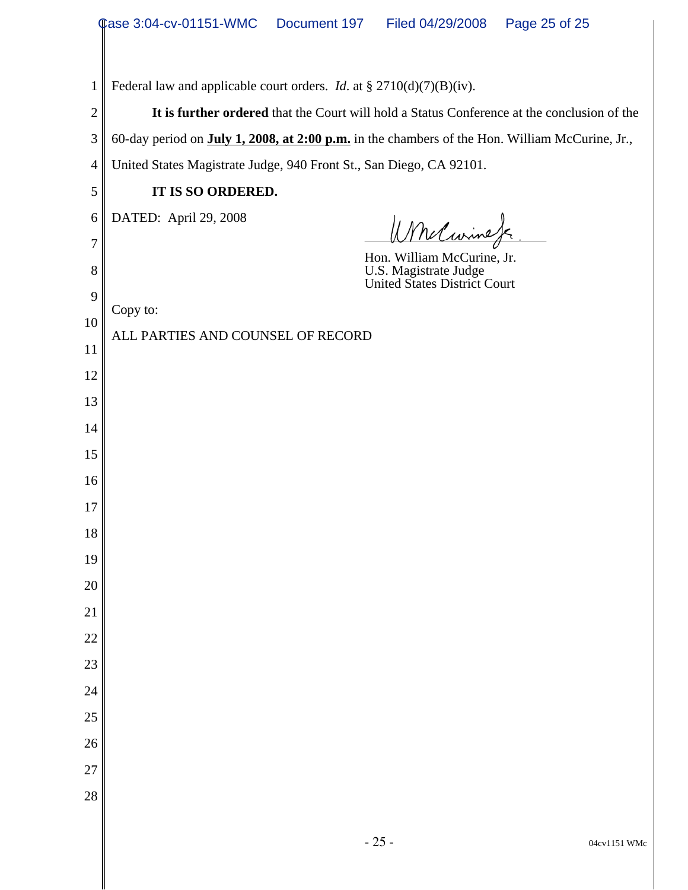Federal law and applicable court orders. *Id.* at § 2710(d)(7)(B)(iv).

**It is further ordered** that the Court will hold a Status Conference at the conclusion of the 60-day period on **July 1, 2008, at 2:00 p.m.** in the chambers of the Hon. William McCurine, Jr., United States Magistrate Judge, 940 Front St., San Diego, CA 92101.

**IT IS SO ORDERED.**

DATED: April 29, 2008

Hon. William McCurine, Jr.
U.S. Magistrate Judge
United States District Court

Copy to:

ALL PARTIES AND COUNSEL OF RECORD